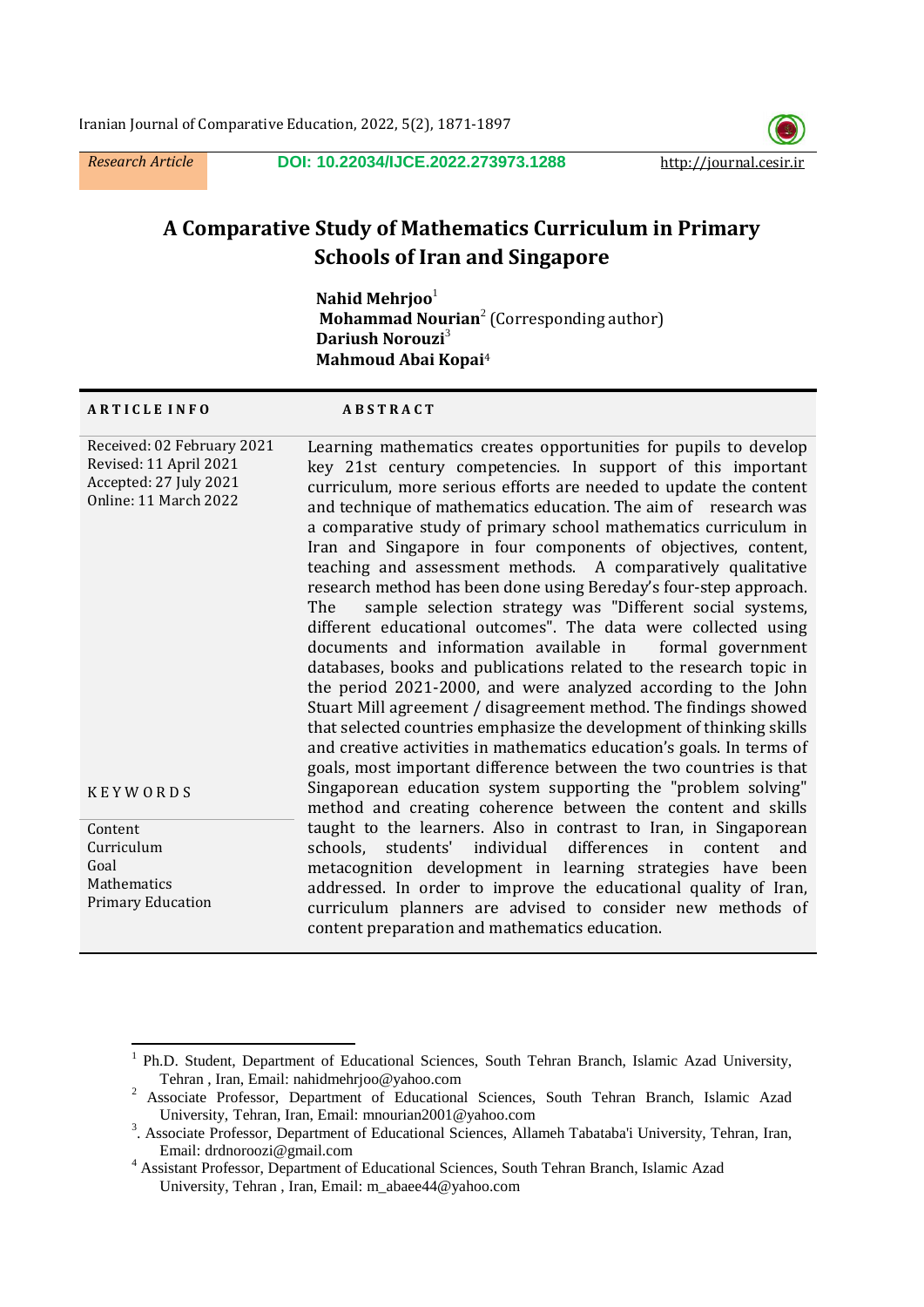*Research Article* DOI: 10.22034/IJCE.2022.273973.1288 http://journal.cesir.ir

# A Comparative Study of Mathematics Curriculum in Primary Schools of Iran and Singapore

**Nahid Mehrjoo**[1]
**Mohammad Nourian**[2] (Corresponding author)
**Dariush Norouzi**[3]
**Mahmoud Abai Kopai**[4]

**ARTICLE INFO**

Received: 02 February 2021
Revised: 11 April 2021
Accepted: 27 July 2021
Online: 11 March 2022

**KEYWORDS**

Content
Curriculum
Goal
Mathematics
Primary Education

**ABSTRACT**

Learning mathematics creates opportunities for pupils to develop key 21st century competencies. In support of this important curriculum, more serious efforts are needed to update the content and technique of mathematics education. The aim of research was a comparative study of primary school mathematics curriculum in Iran and Singapore in four components of objectives, content, teaching and assessment methods. A comparatively qualitative research method has been done using Bereday's four-step approach. The sample selection strategy was "Different social systems, different educational outcomes". The data were collected using documents and information available in formal government databases, books and publications related to the research topic in the period 2021-2000, and were analyzed according to the John Stuart Mill agreement / disagreement method. The findings showed that selected countries emphasize the development of thinking skills and creative activities in mathematics education's goals. In terms of goals, most important difference between the two countries is that Singaporean education system supporting the "problem solving" method and creating coherence between the content and skills taught to the learners. Also in contrast to Iran, in Singaporean schools, students' individual differences in content and metacognition development in learning strategies have been addressed. In order to improve the educational quality of Iran, curriculum planners are advised to consider new methods of content preparation and mathematics education.

---

[1] Ph.D. Student, Department of Educational Sciences, South Tehran Branch, Islamic Azad University, Tehran , Iran, Email: nahidmehrjoo@yahoo.com

[2] Associate Professor, Department of Educational Sciences, South Tehran Branch, Islamic Azad University, Tehran, Iran, Email: mnourian2001@yahoo.com

[3]. Associate Professor, Department of Educational Sciences, Allameh Tabataba'i University, Tehran, Iran, Email: drdnoroozi@gmail.com

[4] Assistant Professor, Department of Educational Sciences, South Tehran Branch, Islamic Azad University, Tehran , Iran, Email: m_abaee44@yahoo.com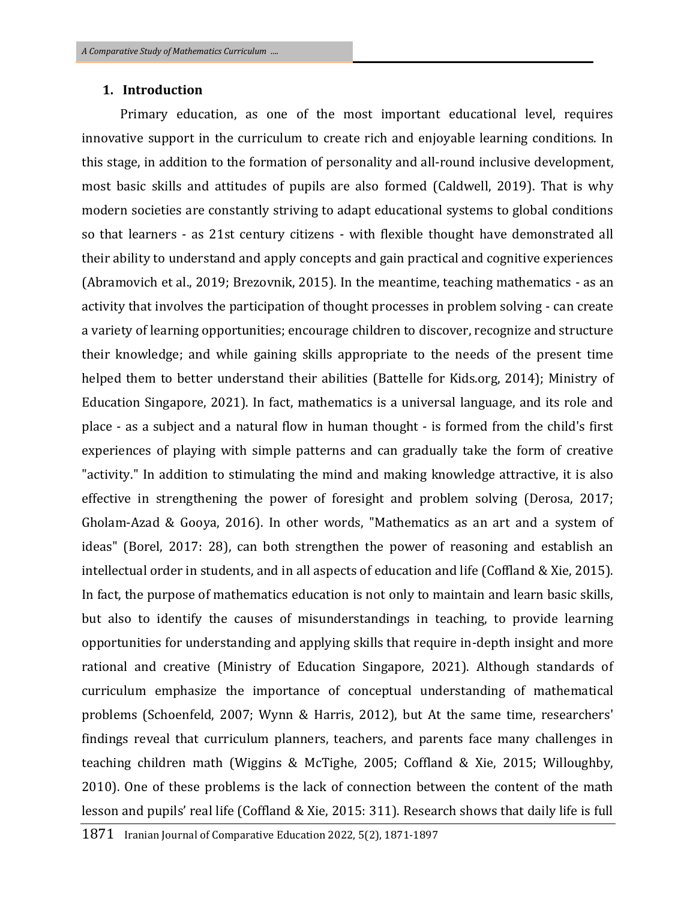## 1. Introduction

Primary education, as one of the most important educational level, requires innovative support in the curriculum to create rich and enjoyable learning conditions. In this stage, in addition to the formation of personality and all-round inclusive development, most basic skills and attitudes of pupils are also formed (Caldwell, 2019). That is why modern societies are constantly striving to adapt educational systems to global conditions so that learners - as 21st century citizens - with flexible thought have demonstrated all their ability to understand and apply concepts and gain practical and cognitive experiences (Abramovich et al., 2019; Brezovnik, 2015). In the meantime, teaching mathematics - as an activity that involves the participation of thought processes in problem solving - can create a variety of learning opportunities; encourage children to discover, recognize and structure their knowledge; and while gaining skills appropriate to the needs of the present time helped them to better understand their abilities (Battelle for Kids.org, 2014); Ministry of Education Singapore, 2021). In fact, mathematics is a universal language, and its role and place - as a subject and a natural flow in human thought - is formed from the child's first experiences of playing with simple patterns and can gradually take the form of creative "activity." In addition to stimulating the mind and making knowledge attractive, it is also effective in strengthening the power of foresight and problem solving (Derosa, 2017; Gholam-Azad & Gooya, 2016). In other words, "Mathematics as an art and a system of ideas" (Borel, 2017: 28), can both strengthen the power of reasoning and establish an intellectual order in students, and in all aspects of education and life (Coffland & Xie, 2015). In fact, the purpose of mathematics education is not only to maintain and learn basic skills, but also to identify the causes of misunderstandings in teaching, to provide learning opportunities for understanding and applying skills that require in-depth insight and more rational and creative (Ministry of Education Singapore, 2021). Although standards of curriculum emphasize the importance of conceptual understanding of mathematical problems (Schoenfeld, 2007; Wynn & Harris, 2012), but At the same time, researchers' findings reveal that curriculum planners, teachers, and parents face many challenges in teaching children math (Wiggins & McTighe, 2005; Coffland & Xie, 2015; Willoughby, 2010). One of these problems is the lack of connection between the content of the math lesson and pupils' real life (Coffland & Xie, 2015: 311). Research shows that daily life is full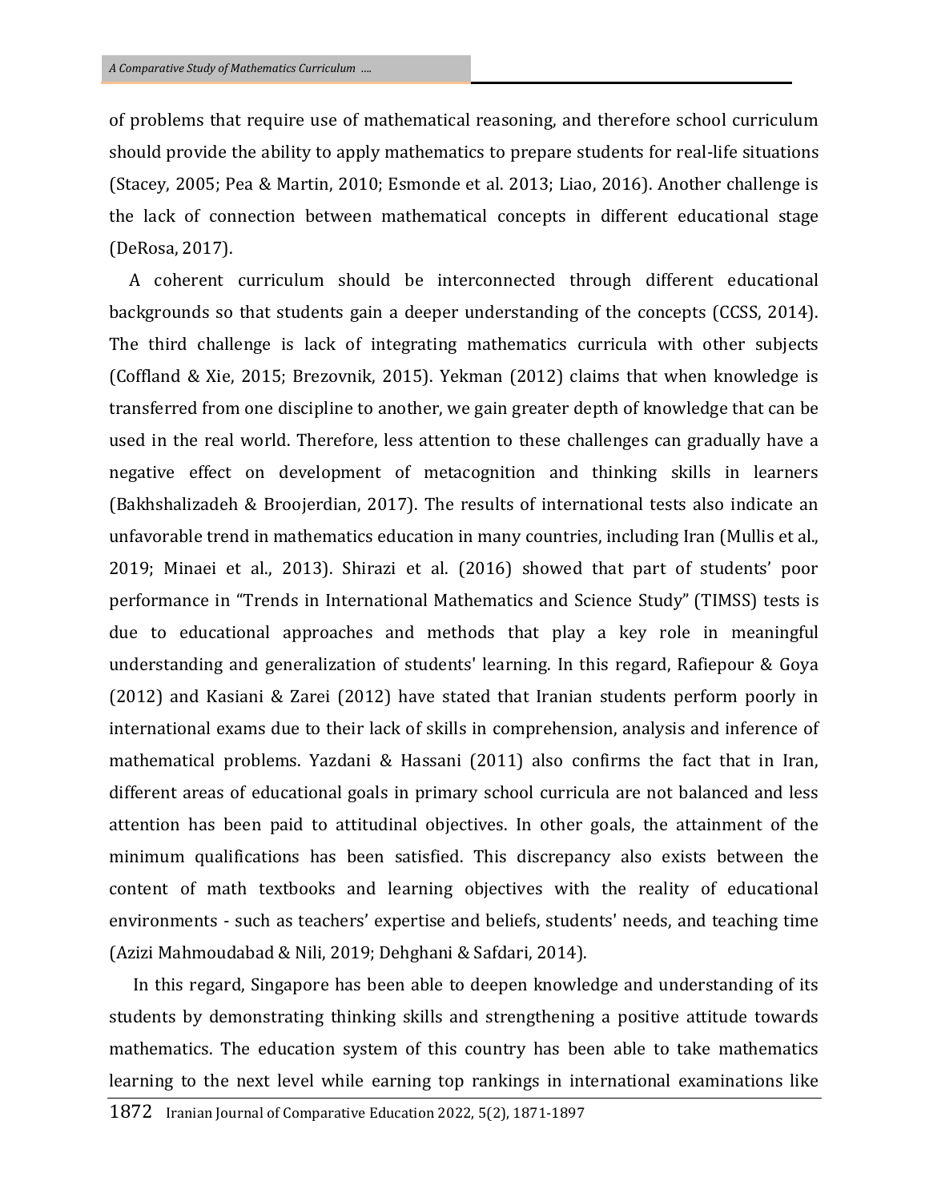of problems that require use of mathematical reasoning, and therefore school curriculum should provide the ability to apply mathematics to prepare students for real-life situations (Stacey, 2005; Pea & Martin, 2010; Esmonde et al. 2013; Liao, 2016). Another challenge is the lack of connection between mathematical concepts in different educational stage (DeRosa, 2017).

A coherent curriculum should be interconnected through different educational backgrounds so that students gain a deeper understanding of the concepts (CCSS, 2014). The third challenge is lack of integrating mathematics curricula with other subjects (Coffland & Xie, 2015; Brezovnik, 2015). Yekman (2012) claims that when knowledge is transferred from one discipline to another, we gain greater depth of knowledge that can be used in the real world. Therefore, less attention to these challenges can gradually have a negative effect on development of metacognition and thinking skills in learners (Bakhshalizadeh & Broojerdian, 2017). The results of international tests also indicate an unfavorable trend in mathematics education in many countries, including Iran (Mullis et al., 2019; Minaei et al., 2013). Shirazi et al. (2016) showed that part of students' poor performance in "Trends in International Mathematics and Science Study" (TIMSS) tests is due to educational approaches and methods that play a key role in meaningful understanding and generalization of students' learning. In this regard, Rafiepour & Goya (2012) and Kasiani & Zarei (2012) have stated that Iranian students perform poorly in international exams due to their lack of skills in comprehension, analysis and inference of mathematical problems. Yazdani & Hassani (2011) also confirms the fact that in Iran, different areas of educational goals in primary school curricula are not balanced and less attention has been paid to attitudinal objectives. In other goals, the attainment of the minimum qualifications has been satisfied. This discrepancy also exists between the content of math textbooks and learning objectives with the reality of educational environments - such as teachers' expertise and beliefs, students' needs, and teaching time (Azizi Mahmoudabad & Nili, 2019; Dehghani & Safdari, 2014).

In this regard, Singapore has been able to deepen knowledge and understanding of its students by demonstrating thinking skills and strengthening a positive attitude towards mathematics. The education system of this country has been able to take mathematics learning to the next level while earning top rankings in international examinations like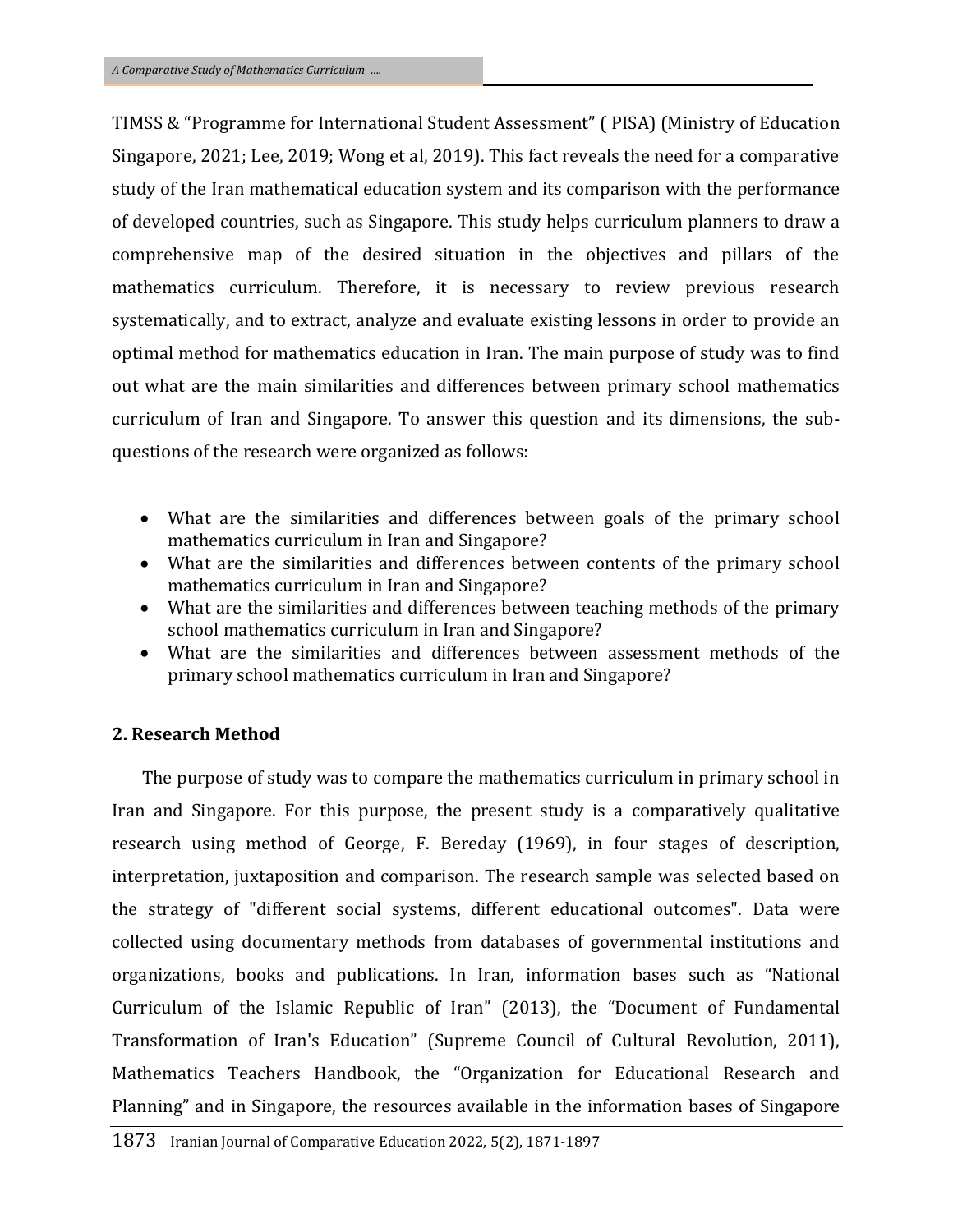TIMSS & “Programme for International Student Assessment” ( PISA) (Ministry of Education Singapore, 2021; Lee, 2019; Wong et al, 2019). This fact reveals the need for a comparative study of the Iran mathematical education system and its comparison with the performance of developed countries, such as Singapore. This study helps curriculum planners to draw a comprehensive map of the desired situation in the objectives and pillars of the mathematics curriculum. Therefore, it is necessary to review previous research systematically, and to extract, analyze and evaluate existing lessons in order to provide an optimal method for mathematics education in Iran. The main purpose of study was to find out what are the main similarities and differences between primary school mathematics curriculum of Iran and Singapore. To answer this question and its dimensions, the sub-questions of the research were organized as follows:

- What are the similarities and differences between goals of the primary school mathematics curriculum in Iran and Singapore?
- What are the similarities and differences between contents of the primary school mathematics curriculum in Iran and Singapore?
- What are the similarities and differences between teaching methods of the primary school mathematics curriculum in Iran and Singapore?
- What are the similarities and differences between assessment methods of the primary school mathematics curriculum in Iran and Singapore?

## 2. Research Method

The purpose of study was to compare the mathematics curriculum in primary school in Iran and Singapore. For this purpose, the present study is a comparatively qualitative research using method of George, F. Bereday (1969), in four stages of description, interpretation, juxtaposition and comparison. The research sample was selected based on the strategy of "different social systems, different educational outcomes". Data were collected using documentary methods from databases of governmental institutions and organizations, books and publications. In Iran, information bases such as “National Curriculum of the Islamic Republic of Iran” (2013), the “Document of Fundamental Transformation of Iran's Education” (Supreme Council of Cultural Revolution, 2011), Mathematics Teachers Handbook, the “Organization for Educational Research and Planning” and in Singapore, the resources available in the information bases of Singapore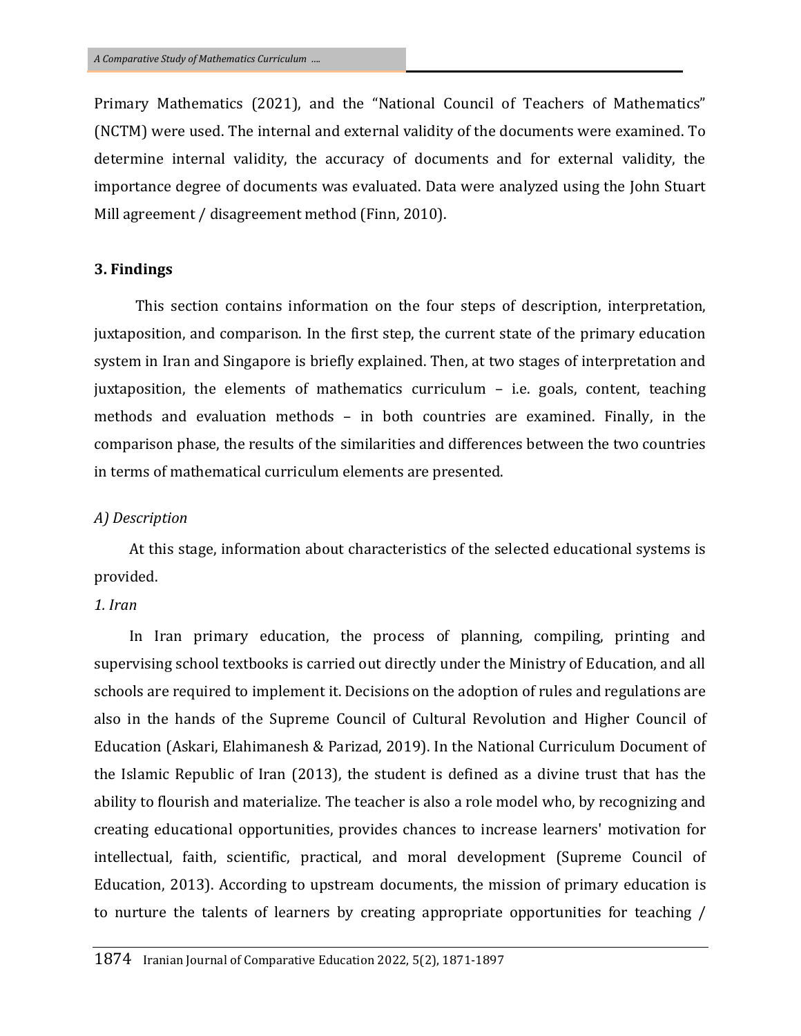Primary Mathematics (2021), and the "National Council of Teachers of Mathematics" (NCTM) were used. The internal and external validity of the documents were examined. To determine internal validity, the accuracy of documents and for external validity, the importance degree of documents was evaluated. Data were analyzed using the John Stuart Mill agreement / disagreement method (Finn, 2010).

## 3. Findings

This section contains information on the four steps of description, interpretation, juxtaposition, and comparison. In the first step, the current state of the primary education system in Iran and Singapore is briefly explained. Then, at two stages of interpretation and juxtaposition, the elements of mathematics curriculum – i.e. goals, content, teaching methods and evaluation methods – in both countries are examined. Finally, in the comparison phase, the results of the similarities and differences between the two countries in terms of mathematical curriculum elements are presented.

### *A) Description*

At this stage, information about characteristics of the selected educational systems is provided.

#### *1. Iran*

In Iran primary education, the process of planning, compiling, printing and supervising school textbooks is carried out directly under the Ministry of Education, and all schools are required to implement it. Decisions on the adoption of rules and regulations are also in the hands of the Supreme Council of Cultural Revolution and Higher Council of Education (Askari, Elahimanesh & Parizad, 2019). In the National Curriculum Document of the Islamic Republic of Iran (2013), the student is defined as a divine trust that has the ability to flourish and materialize. The teacher is also a role model who, by recognizing and creating educational opportunities, provides chances to increase learners' motivation for intellectual, faith, scientific, practical, and moral development (Supreme Council of Education, 2013). According to upstream documents, the mission of primary education is to nurture the talents of learners by creating appropriate opportunities for teaching /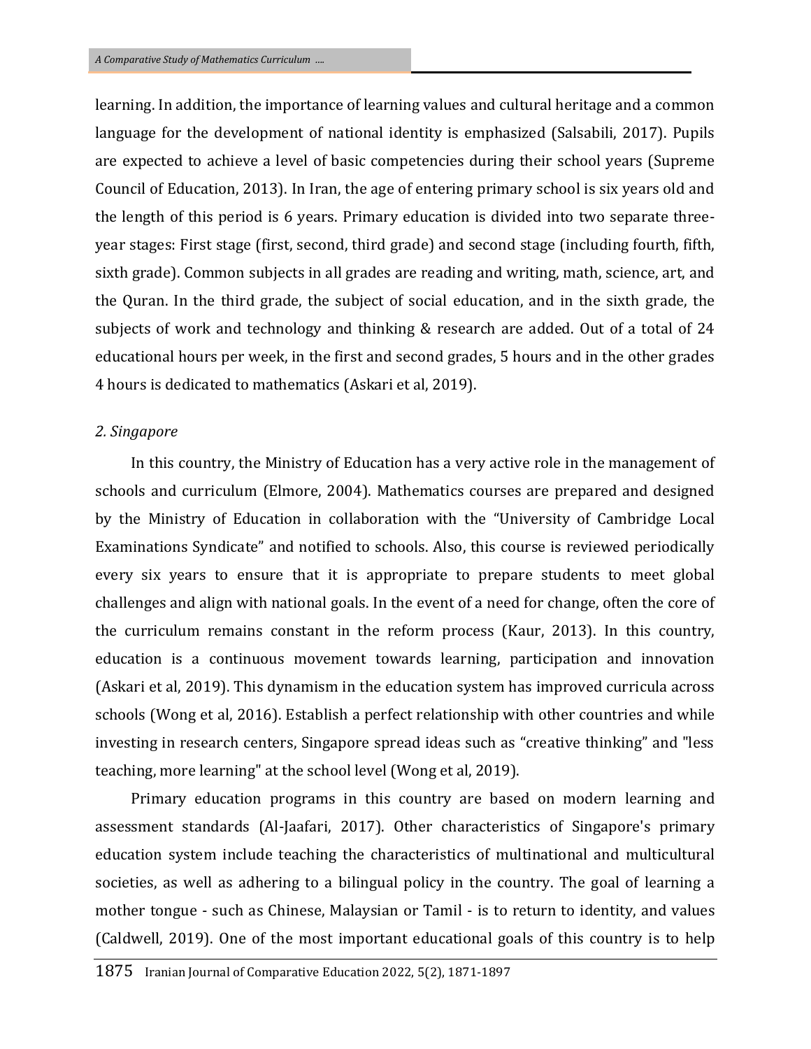learning. In addition, the importance of learning values and cultural heritage and a common language for the development of national identity is emphasized (Salsabili, 2017). Pupils are expected to achieve a level of basic competencies during their school years (Supreme Council of Education, 2013). In Iran, the age of entering primary school is six years old and the length of this period is 6 years. Primary education is divided into two separate three-year stages: First stage (first, second, third grade) and second stage (including fourth, fifth, sixth grade). Common subjects in all grades are reading and writing, math, science, art, and the Quran. In the third grade, the subject of social education, and in the sixth grade, the subjects of work and technology and thinking & research are added. Out of a total of 24 educational hours per week, in the first and second grades, 5 hours and in the other grades 4 hours is dedicated to mathematics (Askari et al, 2019).

*2. Singapore*

In this country, the Ministry of Education has a very active role in the management of schools and curriculum (Elmore, 2004). Mathematics courses are prepared and designed by the Ministry of Education in collaboration with the "University of Cambridge Local Examinations Syndicate" and notified to schools. Also, this course is reviewed periodically every six years to ensure that it is appropriate to prepare students to meet global challenges and align with national goals. In the event of a need for change, often the core of the curriculum remains constant in the reform process (Kaur, 2013). In this country, education is a continuous movement towards learning, participation and innovation (Askari et al, 2019). This dynamism in the education system has improved curricula across schools (Wong et al, 2016). Establish a perfect relationship with other countries and while investing in research centers, Singapore spread ideas such as "creative thinking" and "less teaching, more learning" at the school level (Wong et al, 2019).

Primary education programs in this country are based on modern learning and assessment standards (Al-Jaafari, 2017). Other characteristics of Singapore's primary education system include teaching the characteristics of multinational and multicultural societies, as well as adhering to a bilingual policy in the country. The goal of learning a mother tongue - such as Chinese, Malaysian or Tamil - is to return to identity, and values (Caldwell, 2019). One of the most important educational goals of this country is to help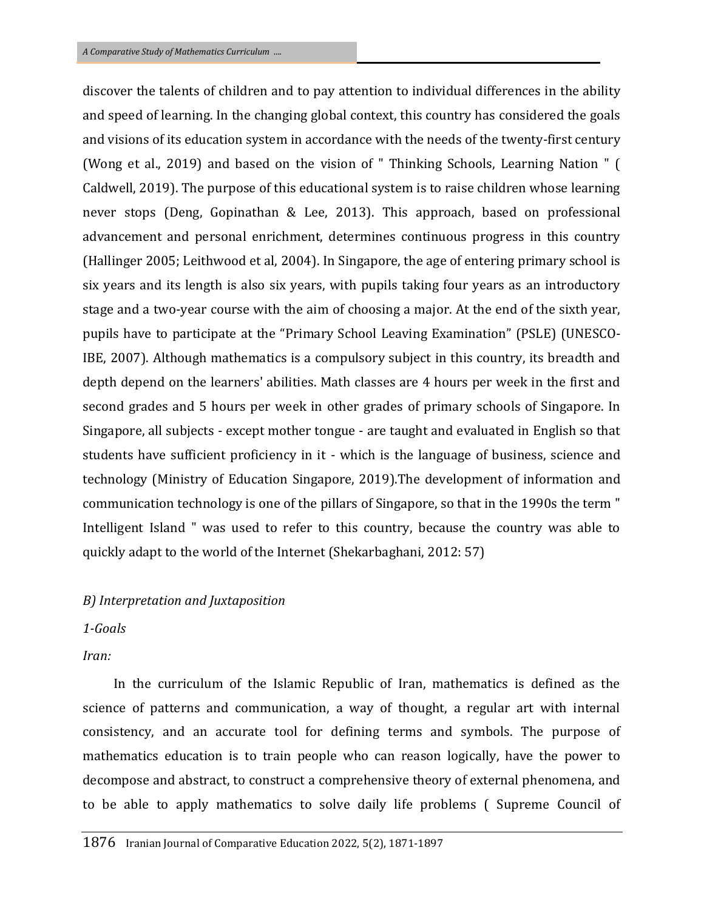discover the talents of children and to pay attention to individual differences in the ability and speed of learning. In the changing global context, this country has considered the goals and visions of its education system in accordance with the needs of the twenty-first century (Wong et al., 2019) and based on the vision of " Thinking Schools, Learning Nation " ( Caldwell, 2019). The purpose of this educational system is to raise children whose learning never stops (Deng, Gopinathan & Lee, 2013). This approach, based on professional advancement and personal enrichment, determines continuous progress in this country (Hallinger 2005; Leithwood et al, 2004). In Singapore, the age of entering primary school is six years and its length is also six years, with pupils taking four years as an introductory stage and a two-year course with the aim of choosing a major. At the end of the sixth year, pupils have to participate at the "Primary School Leaving Examination" (PSLE) (UNESCO-IBE, 2007). Although mathematics is a compulsory subject in this country, its breadth and depth depend on the learners' abilities. Math classes are 4 hours per week in the first and second grades and 5 hours per week in other grades of primary schools of Singapore. In Singapore, all subjects - except mother tongue - are taught and evaluated in English so that students have sufficient proficiency in it - which is the language of business, science and technology (Ministry of Education Singapore, 2019).The development of information and communication technology is one of the pillars of Singapore, so that in the 1990s the term " Intelligent Island " was used to refer to this country, because the country was able to quickly adapt to the world of the Internet (Shekarbaghani, 2012: 57)

*B) Interpretation and Juxtaposition*

*1-Goals*

*Iran:*

In the curriculum of the Islamic Republic of Iran, mathematics is defined as the science of patterns and communication, a way of thought, a regular art with internal consistency, and an accurate tool for defining terms and symbols. The purpose of mathematics education is to train people who can reason logically, have the power to decompose and abstract, to construct a comprehensive theory of external phenomena, and to be able to apply mathematics to solve daily life problems ( Supreme Council of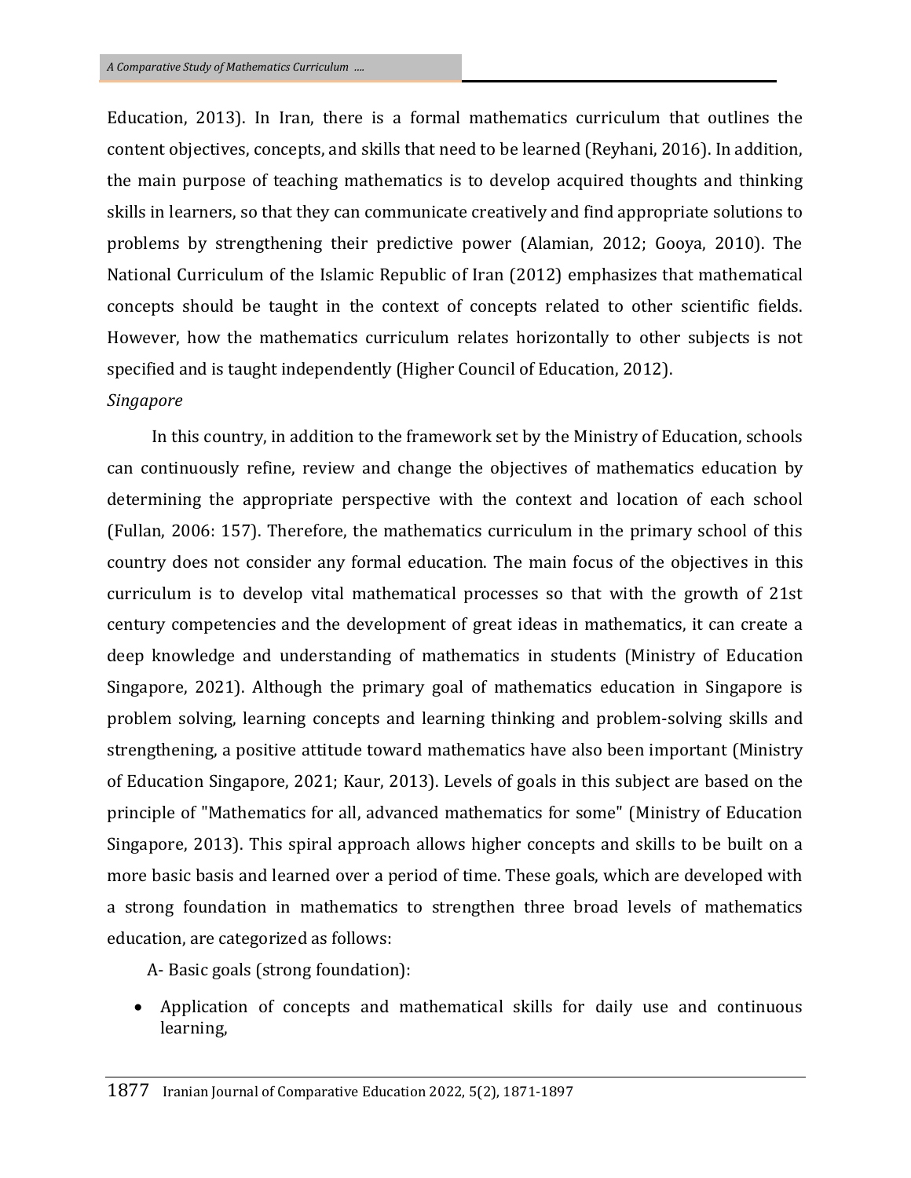Education, 2013). In Iran, there is a formal mathematics curriculum that outlines the content objectives, concepts, and skills that need to be learned (Reyhani, 2016). In addition, the main purpose of teaching mathematics is to develop acquired thoughts and thinking skills in learners, so that they can communicate creatively and find appropriate solutions to problems by strengthening their predictive power (Alamian, 2012; Gooya, 2010). The National Curriculum of the Islamic Republic of Iran (2012) emphasizes that mathematical concepts should be taught in the context of concepts related to other scientific fields. However, how the mathematics curriculum relates horizontally to other subjects is not specified and is taught independently (Higher Council of Education, 2012).

*Singapore*

In this country, in addition to the framework set by the Ministry of Education, schools can continuously refine, review and change the objectives of mathematics education by determining the appropriate perspective with the context and location of each school (Fullan, 2006: 157). Therefore, the mathematics curriculum in the primary school of this country does not consider any formal education. The main focus of the objectives in this curriculum is to develop vital mathematical processes so that with the growth of 21st century competencies and the development of great ideas in mathematics, it can create a deep knowledge and understanding of mathematics in students (Ministry of Education Singapore, 2021). Although the primary goal of mathematics education in Singapore is problem solving, learning concepts and learning thinking and problem-solving skills and strengthening, a positive attitude toward mathematics have also been important (Ministry of Education Singapore, 2021; Kaur, 2013). Levels of goals in this subject are based on the principle of "Mathematics for all, advanced mathematics for some" (Ministry of Education Singapore, 2013). This spiral approach allows higher concepts and skills to be built on a more basic basis and learned over a period of time. These goals, which are developed with a strong foundation in mathematics to strengthen three broad levels of mathematics education, are categorized as follows:

A- Basic goals (strong foundation):

- Application of concepts and mathematical skills for daily use and continuous learning,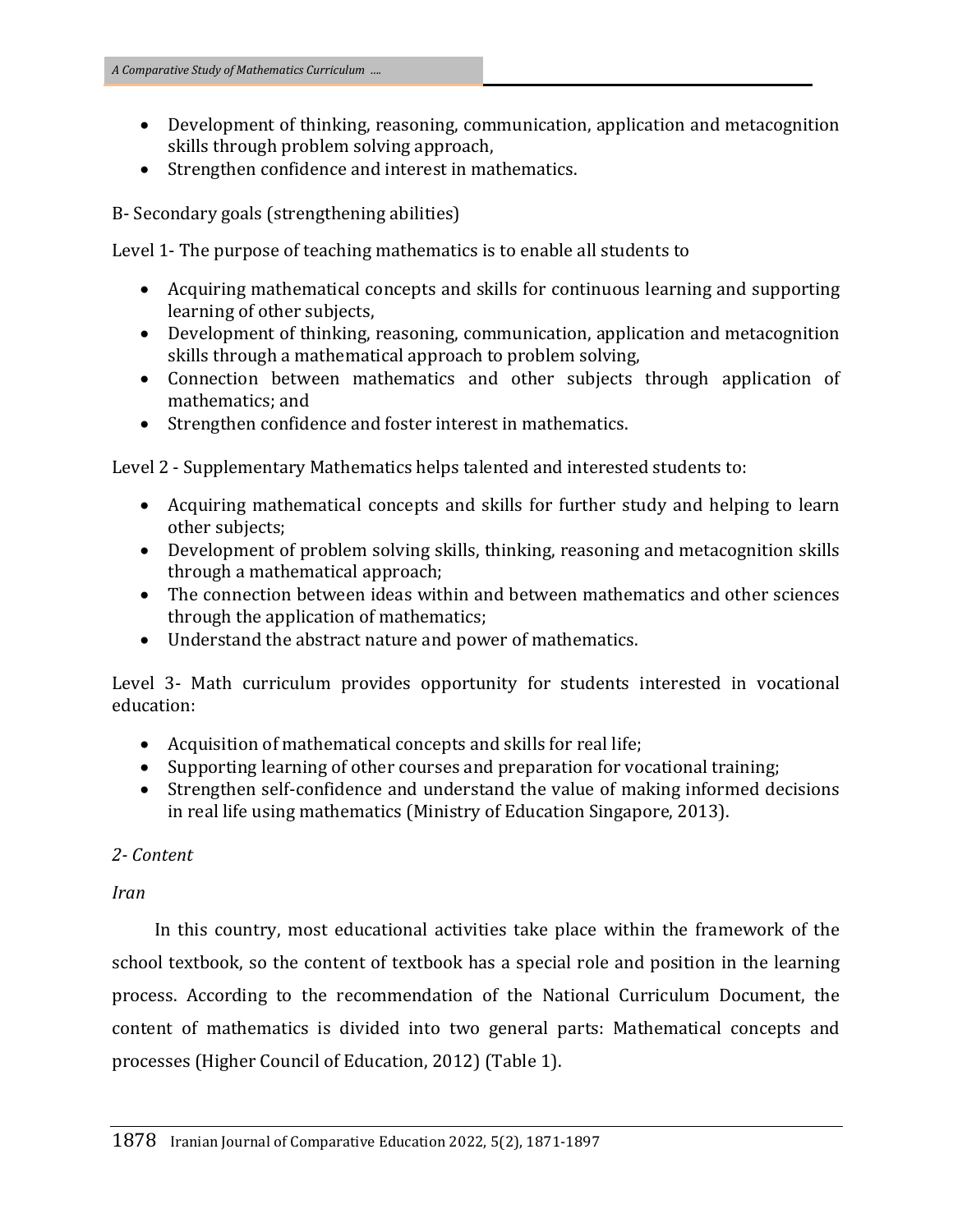- Development of thinking, reasoning, communication, application and metacognition skills through problem solving approach,
- Strengthen confidence and interest in mathematics.

B- Secondary goals (strengthening abilities)

Level 1- The purpose of teaching mathematics is to enable all students to

- Acquiring mathematical concepts and skills for continuous learning and supporting learning of other subjects,
- Development of thinking, reasoning, communication, application and metacognition skills through a mathematical approach to problem solving,
- Connection between mathematics and other subjects through application of mathematics; and
- Strengthen confidence and foster interest in mathematics.

Level 2 - Supplementary Mathematics helps talented and interested students to:

- Acquiring mathematical concepts and skills for further study and helping to learn other subjects;
- Development of problem solving skills, thinking, reasoning and metacognition skills through a mathematical approach;
- The connection between ideas within and between mathematics and other sciences through the application of mathematics;
- Understand the abstract nature and power of mathematics.

Level 3- Math curriculum provides opportunity for students interested in vocational education:

- Acquisition of mathematical concepts and skills for real life;
- Supporting learning of other courses and preparation for vocational training;
- Strengthen self-confidence and understand the value of making informed decisions in real life using mathematics (Ministry of Education Singapore, 2013).

*2- Content*

*Iran*

In this country, most educational activities take place within the framework of the school textbook, so the content of textbook has a special role and position in the learning process. According to the recommendation of the National Curriculum Document, the content of mathematics is divided into two general parts: Mathematical concepts and processes (Higher Council of Education, 2012) (Table 1).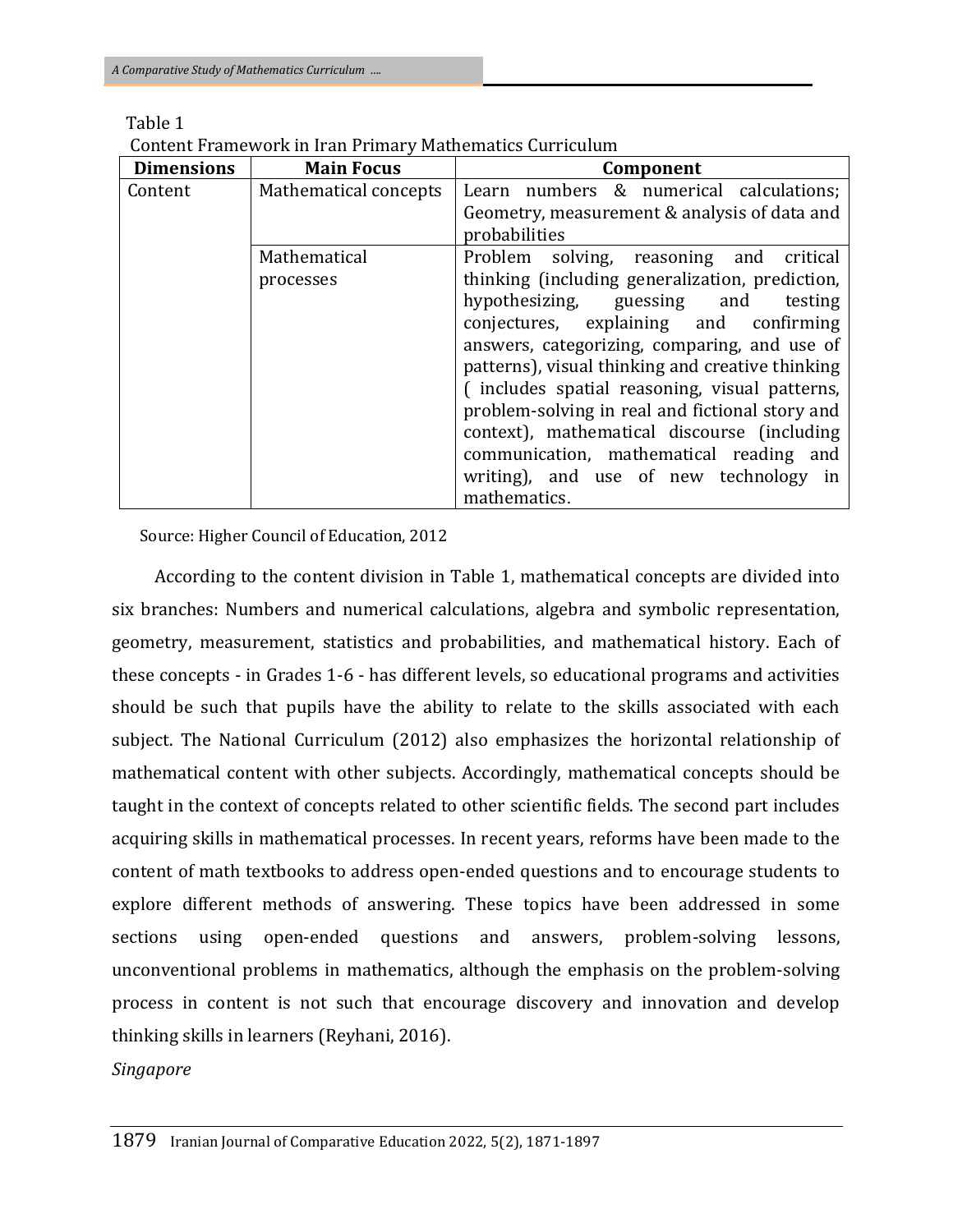Table 1
Content Framework in Iran Primary Mathematics Curriculum

| Dimensions | Main Focus | Component |
|---|---|---|
| Content | Mathematical concepts | Learn numbers & numerical calculations; Geometry, measurement & analysis of data and probabilities |
| | Mathematical processes | Problem solving, reasoning and critical thinking (including generalization, prediction, hypothesizing, guessing and testing conjectures, explaining and confirming answers, categorizing, comparing, and use of patterns), visual thinking and creative thinking ( includes spatial reasoning, visual patterns, problem-solving in real and fictional story and context), mathematical discourse (including communication, mathematical reading and writing), and use of new technology in mathematics. |

Source: Higher Council of Education, 2012

According to the content division in Table 1, mathematical concepts are divided into six branches: Numbers and numerical calculations, algebra and symbolic representation, geometry, measurement, statistics and probabilities, and mathematical history. Each of these concepts - in Grades 1-6 - has different levels, so educational programs and activities should be such that pupils have the ability to relate to the skills associated with each subject. The National Curriculum (2012) also emphasizes the horizontal relationship of mathematical content with other subjects. Accordingly, mathematical concepts should be taught in the context of concepts related to other scientific fields. The second part includes acquiring skills in mathematical processes. In recent years, reforms have been made to the content of math textbooks to address open-ended questions and to encourage students to explore different methods of answering. These topics have been addressed in some sections using open-ended questions and answers, problem-solving lessons, unconventional problems in mathematics, although the emphasis on the problem-solving process in content is not such that encourage discovery and innovation and develop thinking skills in learners (Reyhani, 2016).

*Singapore*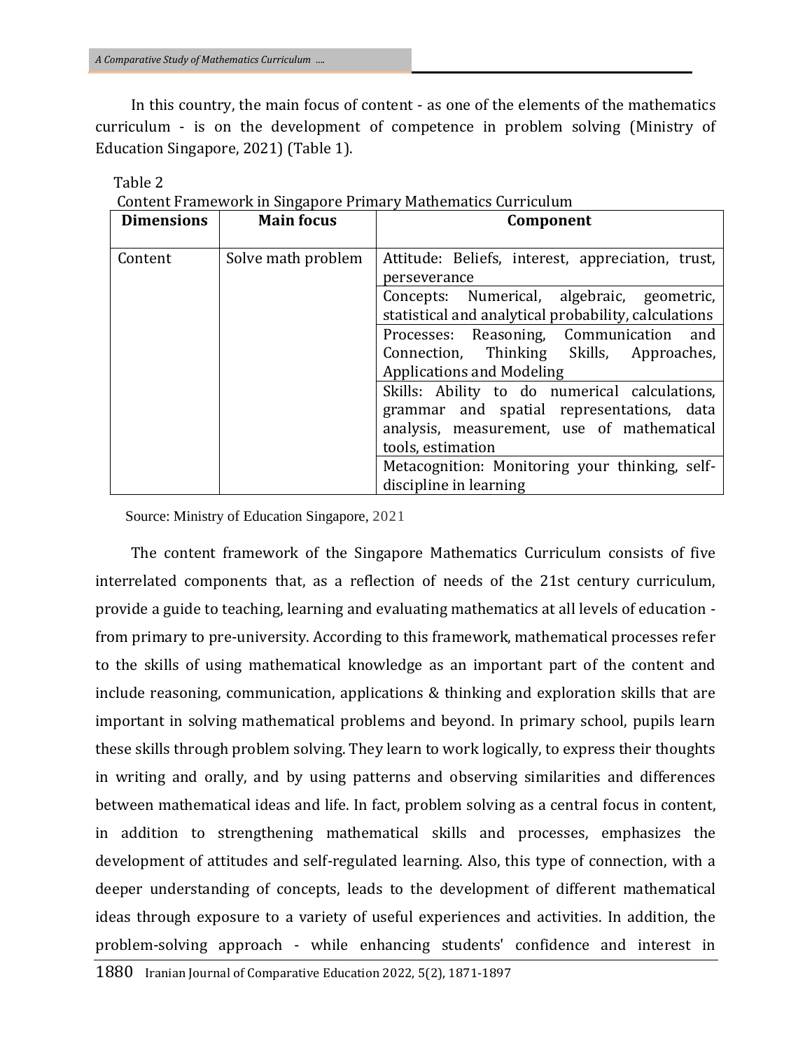In this country, the main focus of content - as one of the elements of the mathematics curriculum - is on the development of competence in problem solving (Ministry of Education Singapore, 2021) (Table 1).

Table 2

Content Framework in Singapore Primary Mathematics Curriculum

| Dimensions | Main focus | Component |
|---|---|---|
| Content | Solve math problem | Attitude: Beliefs, interest, appreciation, trust, perseverance |
| | | Concepts: Numerical, algebraic, geometric, statistical and analytical probability, calculations |
| | | Processes: Reasoning, Communication and Connection, Thinking Skills, Approaches, Applications and Modeling |
| | | Skills: Ability to do numerical calculations, grammar and spatial representations, data analysis, measurement, use of mathematical tools, estimation |
| | | Metacognition: Monitoring your thinking, self-discipline in learning |

Source: Ministry of Education Singapore, 2021

The content framework of the Singapore Mathematics Curriculum consists of five interrelated components that, as a reflection of needs of the 21st century curriculum, provide a guide to teaching, learning and evaluating mathematics at all levels of education - from primary to pre-university. According to this framework, mathematical processes refer to the skills of using mathematical knowledge as an important part of the content and include reasoning, communication, applications & thinking and exploration skills that are important in solving mathematical problems and beyond. In primary school, pupils learn these skills through problem solving. They learn to work logically, to express their thoughts in writing and orally, and by using patterns and observing similarities and differences between mathematical ideas and life. In fact, problem solving as a central focus in content, in addition to strengthening mathematical skills and processes, emphasizes the development of attitudes and self-regulated learning. Also, this type of connection, with a deeper understanding of concepts, leads to the development of different mathematical ideas through exposure to a variety of useful experiences and activities. In addition, the problem-solving approach - while enhancing students' confidence and interest in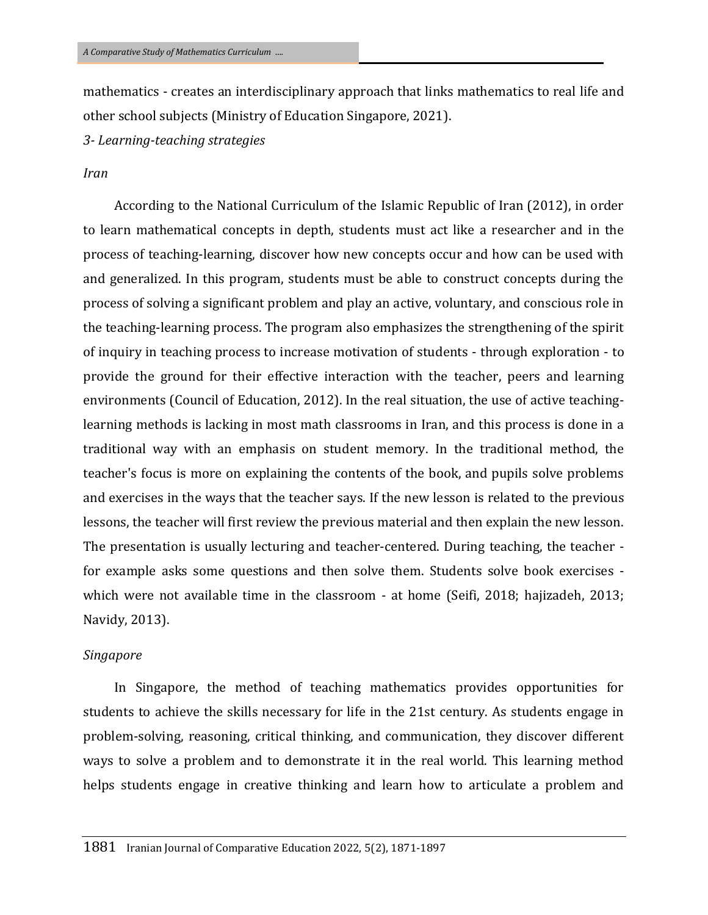mathematics - creates an interdisciplinary approach that links mathematics to real life and other school subjects (Ministry of Education Singapore, 2021).

*3- Learning-teaching strategies*

*Iran*

According to the National Curriculum of the Islamic Republic of Iran (2012), in order to learn mathematical concepts in depth, students must act like a researcher and in the process of teaching-learning, discover how new concepts occur and how can be used with and generalized. In this program, students must be able to construct concepts during the process of solving a significant problem and play an active, voluntary, and conscious role in the teaching-learning process. The program also emphasizes the strengthening of the spirit of inquiry in teaching process to increase motivation of students - through exploration - to provide the ground for their effective interaction with the teacher, peers and learning environments (Council of Education, 2012). In the real situation, the use of active teaching-learning methods is lacking in most math classrooms in Iran, and this process is done in a traditional way with an emphasis on student memory. In the traditional method, the teacher's focus is more on explaining the contents of the book, and pupils solve problems and exercises in the ways that the teacher says. If the new lesson is related to the previous lessons, the teacher will first review the previous material and then explain the new lesson. The presentation is usually lecturing and teacher-centered. During teaching, the teacher - for example asks some questions and then solve them. Students solve book exercises - which were not available time in the classroom - at home (Seifi, 2018; hajizadeh, 2013; Navidy, 2013).

*Singapore*

In Singapore, the method of teaching mathematics provides opportunities for students to achieve the skills necessary for life in the 21st century. As students engage in problem-solving, reasoning, critical thinking, and communication, they discover different ways to solve a problem and to demonstrate it in the real world. This learning method helps students engage in creative thinking and learn how to articulate a problem and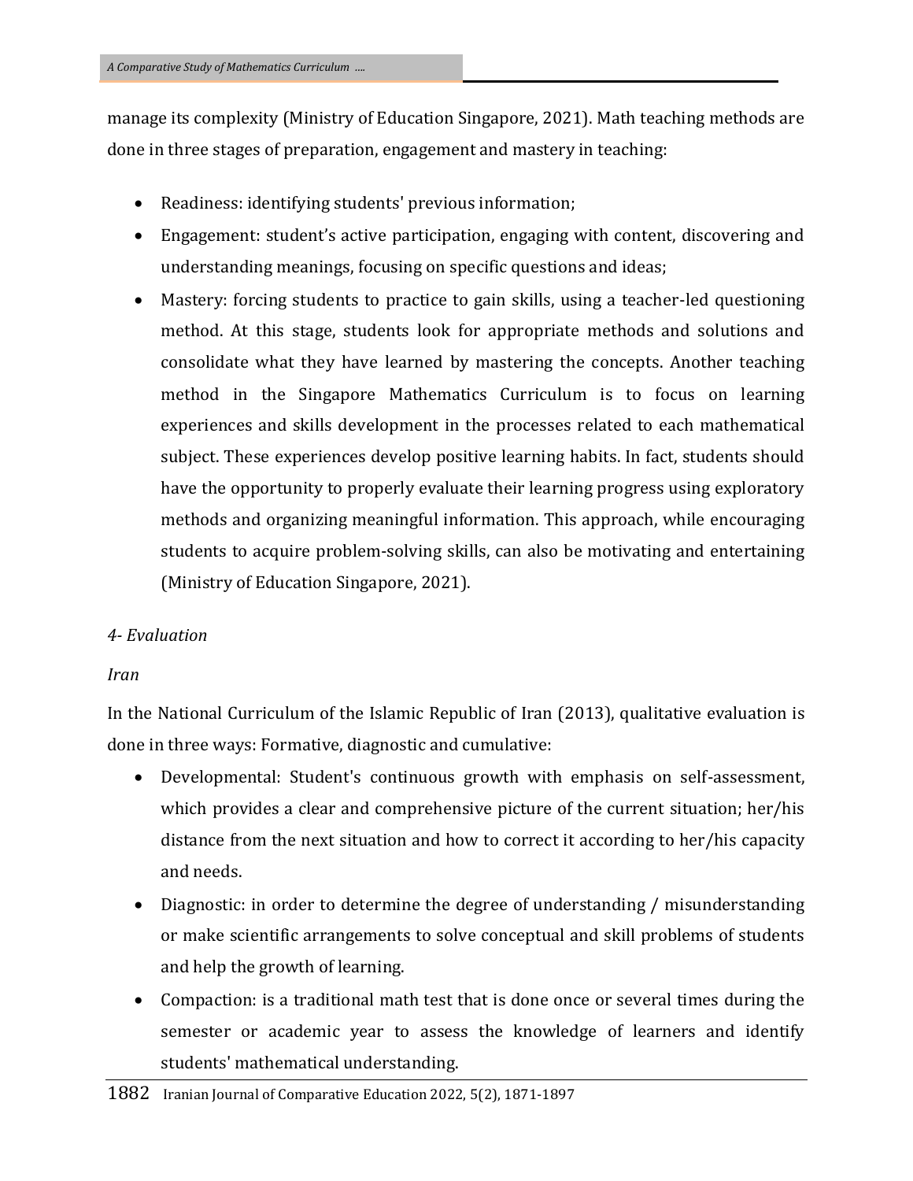manage its complexity (Ministry of Education Singapore, 2021). Math teaching methods are done in three stages of preparation, engagement and mastery in teaching:

- Readiness: identifying students' previous information;
- Engagement: student's active participation, engaging with content, discovering and understanding meanings, focusing on specific questions and ideas;
- Mastery: forcing students to practice to gain skills, using a teacher-led questioning method. At this stage, students look for appropriate methods and solutions and consolidate what they have learned by mastering the concepts. Another teaching method in the Singapore Mathematics Curriculum is to focus on learning experiences and skills development in the processes related to each mathematical subject. These experiences develop positive learning habits. In fact, students should have the opportunity to properly evaluate their learning progress using exploratory methods and organizing meaningful information. This approach, while encouraging students to acquire problem-solving skills, can also be motivating and entertaining (Ministry of Education Singapore, 2021).

*4- Evaluation*

*Iran*

In the National Curriculum of the Islamic Republic of Iran (2013), qualitative evaluation is done in three ways: Formative, diagnostic and cumulative:

- Developmental: Student's continuous growth with emphasis on self-assessment, which provides a clear and comprehensive picture of the current situation; her/his distance from the next situation and how to correct it according to her/his capacity and needs.
- Diagnostic: in order to determine the degree of understanding / misunderstanding or make scientific arrangements to solve conceptual and skill problems of students and help the growth of learning.
- Compaction: is a traditional math test that is done once or several times during the semester or academic year to assess the knowledge of learners and identify students' mathematical understanding.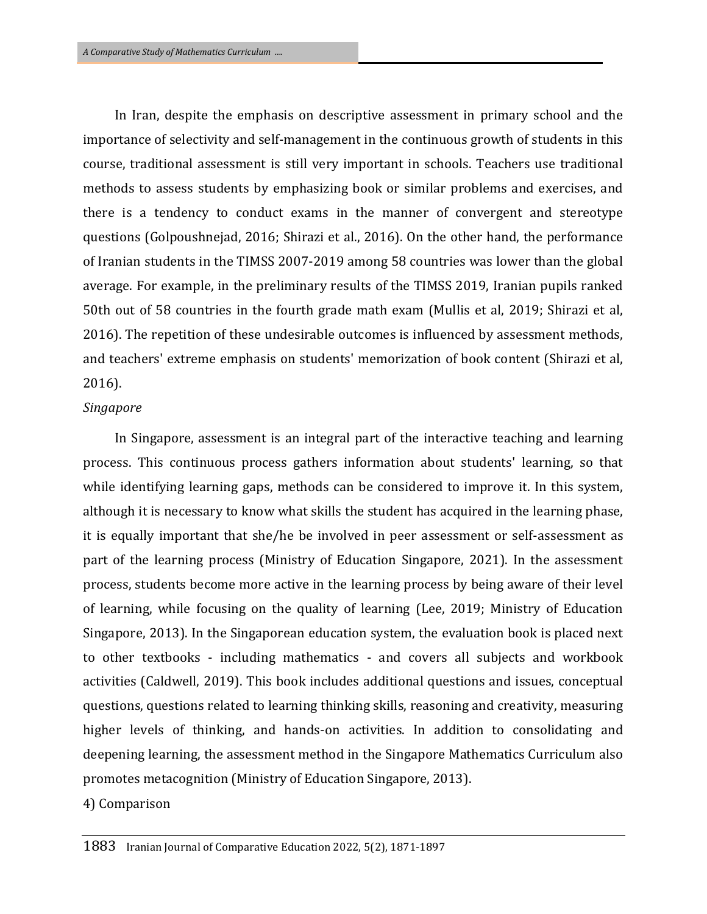In Iran, despite the emphasis on descriptive assessment in primary school and the importance of selectivity and self-management in the continuous growth of students in this course, traditional assessment is still very important in schools. Teachers use traditional methods to assess students by emphasizing book or similar problems and exercises, and there is a tendency to conduct exams in the manner of convergent and stereotype questions (Golpoushnejad, 2016; Shirazi et al., 2016). On the other hand, the performance of Iranian students in the TIMSS 2007-2019 among 58 countries was lower than the global average. For example, in the preliminary results of the TIMSS 2019, Iranian pupils ranked 50th out of 58 countries in the fourth grade math exam (Mullis et al, 2019; Shirazi et al, 2016). The repetition of these undesirable outcomes is influenced by assessment methods, and teachers' extreme emphasis on students' memorization of book content (Shirazi et al, 2016).

*Singapore*

In Singapore, assessment is an integral part of the interactive teaching and learning process. This continuous process gathers information about students' learning, so that while identifying learning gaps, methods can be considered to improve it. In this system, although it is necessary to know what skills the student has acquired in the learning phase, it is equally important that she/he be involved in peer assessment or self-assessment as part of the learning process (Ministry of Education Singapore, 2021). In the assessment process, students become more active in the learning process by being aware of their level of learning, while focusing on the quality of learning (Lee, 2019; Ministry of Education Singapore, 2013). In the Singaporean education system, the evaluation book is placed next to other textbooks - including mathematics - and covers all subjects and workbook activities (Caldwell, 2019). This book includes additional questions and issues, conceptual questions, questions related to learning thinking skills, reasoning and creativity, measuring higher levels of thinking, and hands-on activities. In addition to consolidating and deepening learning, the assessment method in the Singapore Mathematics Curriculum also promotes metacognition (Ministry of Education Singapore, 2013).

4) Comparison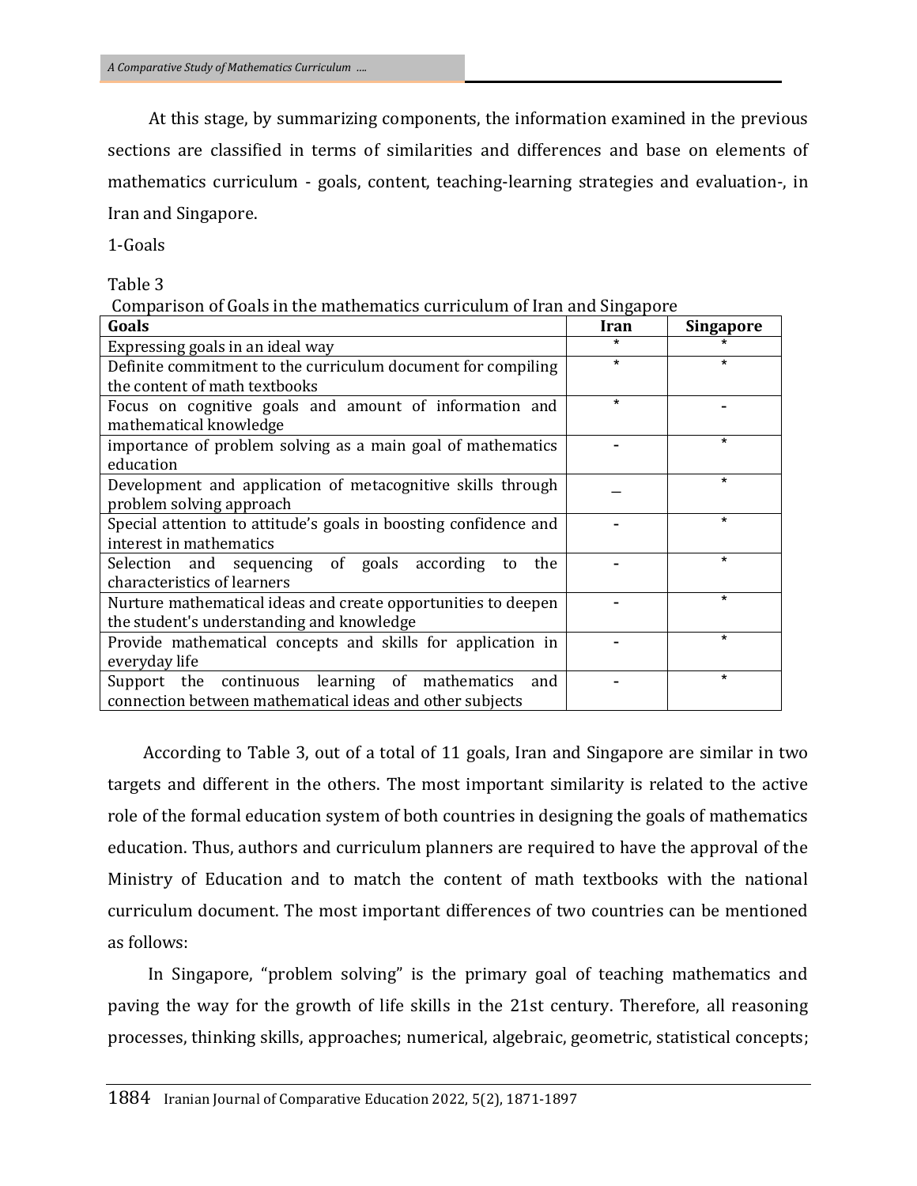At this stage, by summarizing components, the information examined in the previous sections are classified in terms of similarities and differences and base on elements of mathematics curriculum - goals, content, teaching-learning strategies and evaluation-, in Iran and Singapore.

1-Goals

Table 3

Comparison of Goals in the mathematics curriculum of Iran and Singapore

| Goals | Iran | Singapore |
|---|---|---|
| Expressing goals in an ideal way | * | * |
| Definite commitment to the curriculum document for compiling the content of math textbooks | * | * |
| Focus on cognitive goals and amount of information and mathematical knowledge | * | - |
| importance of problem solving as a main goal of mathematics education | - | * |
| Development and application of metacognitive skills through problem solving approach | _ | * |
| Special attention to attitude's goals in boosting confidence and interest in mathematics | - | * |
| Selection and sequencing of goals according to the characteristics of learners | - | * |
| Nurture mathematical ideas and create opportunities to deepen the student's understanding and knowledge | - | * |
| Provide mathematical concepts and skills for application in everyday life | - | * |
| Support the continuous learning of mathematics and connection between mathematical ideas and other subjects | - | * |

According to Table 3, out of a total of 11 goals, Iran and Singapore are similar in two targets and different in the others. The most important similarity is related to the active role of the formal education system of both countries in designing the goals of mathematics education. Thus, authors and curriculum planners are required to have the approval of the Ministry of Education and to match the content of math textbooks with the national curriculum document. The most important differences of two countries can be mentioned as follows:

In Singapore, "problem solving" is the primary goal of teaching mathematics and paving the way for the growth of life skills in the 21st century. Therefore, all reasoning processes, thinking skills, approaches; numerical, algebraic, geometric, statistical concepts;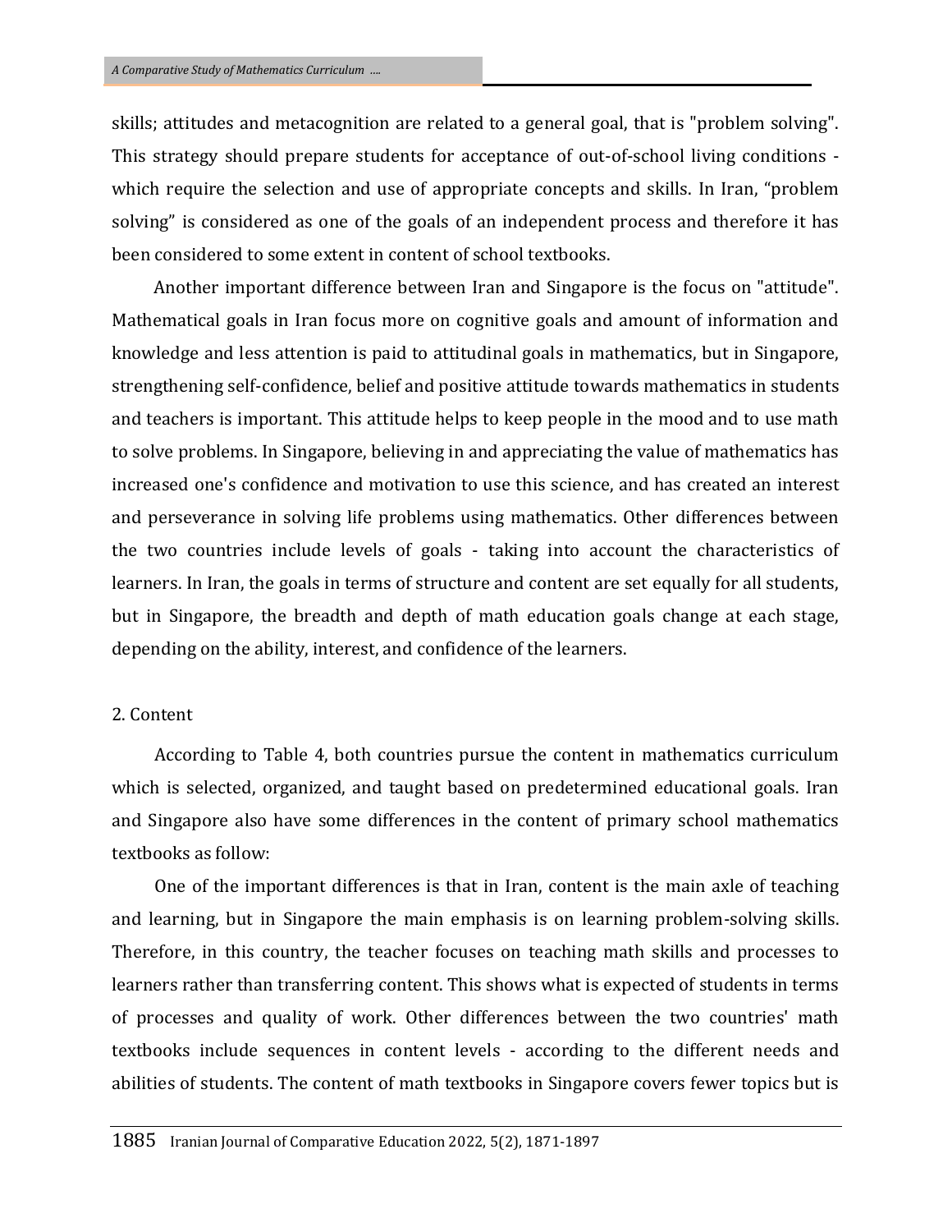skills; attitudes and metacognition are related to a general goal, that is "problem solving". This strategy should prepare students for acceptance of out-of-school living conditions - which require the selection and use of appropriate concepts and skills. In Iran, "problem solving" is considered as one of the goals of an independent process and therefore it has been considered to some extent in content of school textbooks.

Another important difference between Iran and Singapore is the focus on "attitude". Mathematical goals in Iran focus more on cognitive goals and amount of information and knowledge and less attention is paid to attitudinal goals in mathematics, but in Singapore, strengthening self-confidence, belief and positive attitude towards mathematics in students and teachers is important. This attitude helps to keep people in the mood and to use math to solve problems. In Singapore, believing in and appreciating the value of mathematics has increased one's confidence and motivation to use this science, and has created an interest and perseverance in solving life problems using mathematics. Other differences between the two countries include levels of goals - taking into account the characteristics of learners. In Iran, the goals in terms of structure and content are set equally for all students, but in Singapore, the breadth and depth of math education goals change at each stage, depending on the ability, interest, and confidence of the learners.

2. Content

According to Table 4, both countries pursue the content in mathematics curriculum which is selected, organized, and taught based on predetermined educational goals. Iran and Singapore also have some differences in the content of primary school mathematics textbooks as follow:

One of the important differences is that in Iran, content is the main axle of teaching and learning, but in Singapore the main emphasis is on learning problem-solving skills. Therefore, in this country, the teacher focuses on teaching math skills and processes to learners rather than transferring content. This shows what is expected of students in terms of processes and quality of work. Other differences between the two countries' math textbooks include sequences in content levels - according to the different needs and abilities of students. The content of math textbooks in Singapore covers fewer topics but is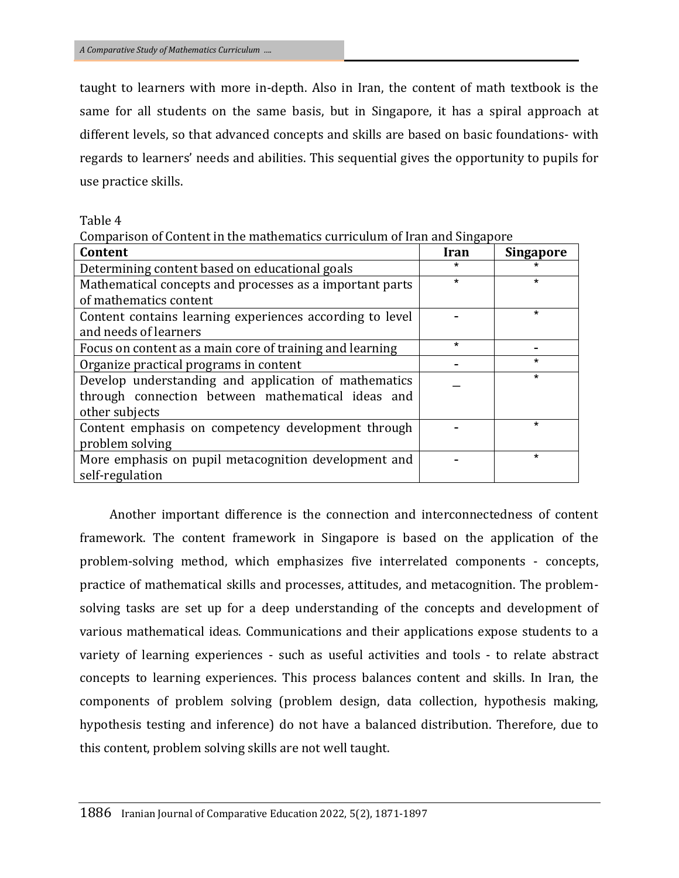taught to learners with more in-depth. Also in Iran, the content of math textbook is the same for all students on the same basis, but in Singapore, it has a spiral approach at different levels, so that advanced concepts and skills are based on basic foundations- with regards to learners' needs and abilities. This sequential gives the opportunity to pupils for use practice skills.

Table 4
Comparison of Content in the mathematics curriculum of Iran and Singapore

| Content | Iran | Singapore |
| --- | --- | --- |
| Determining content based on educational goals | * | * |
| Mathematical concepts and processes as a important parts of mathematics content | * | * |
| Content contains learning experiences according to level and needs of learners | - | * |
| Focus on content as a main core of training and learning | * | - |
| Organize practical programs in content | - | * |
| Develop understanding and application of mathematics through connection between mathematical ideas and other subjects | _ | * |
| Content emphasis on competency development through problem solving | - | * |
| More emphasis on pupil metacognition development and self-regulation | - | * |

Another important difference is the connection and interconnectedness of content framework. The content framework in Singapore is based on the application of the problem-solving method, which emphasizes five interrelated components - concepts, practice of mathematical skills and processes, attitudes, and metacognition. The problem-solving tasks are set up for a deep understanding of the concepts and development of various mathematical ideas. Communications and their applications expose students to a variety of learning experiences - such as useful activities and tools - to relate abstract concepts to learning experiences. This process balances content and skills. In Iran, the components of problem solving (problem design, data collection, hypothesis making, hypothesis testing and inference) do not have a balanced distribution. Therefore, due to this content, problem solving skills are not well taught.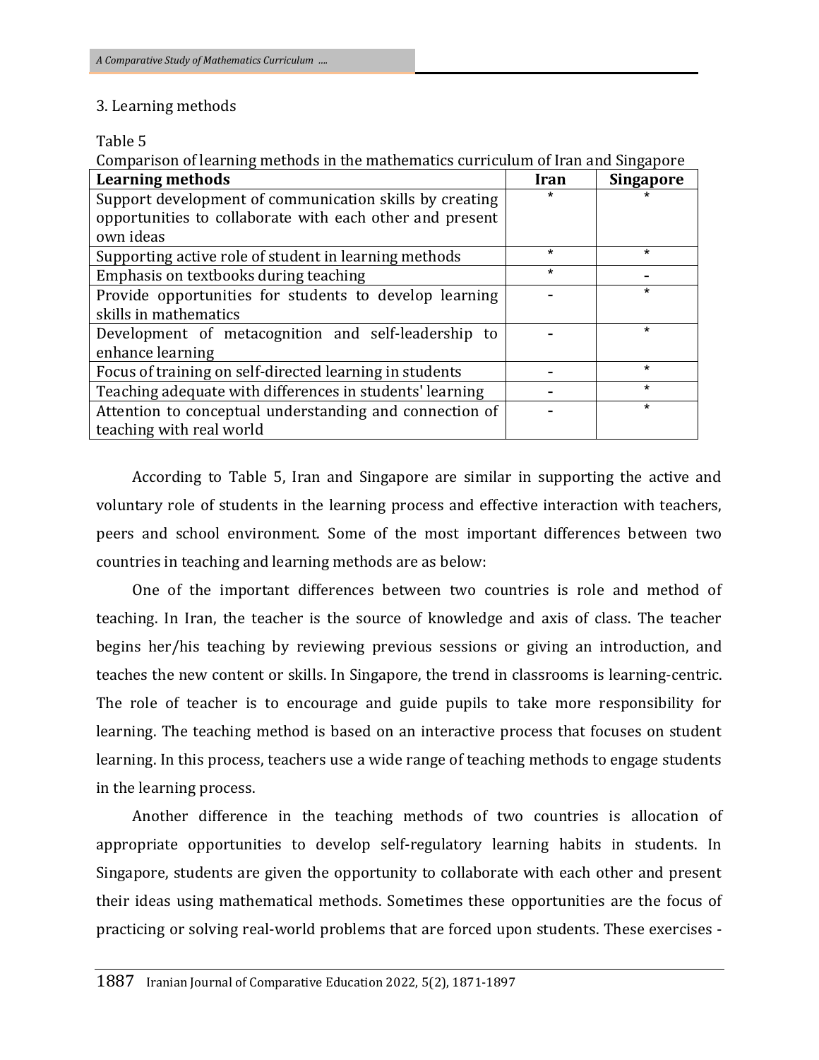3. Learning methods

Table 5
Comparison of learning methods in the mathematics curriculum of Iran and Singapore

| Learning methods | Iran | Singapore |
|---|---|---|
| Support development of communication skills by creating opportunities to collaborate with each other and present own ideas | * | * |
| Supporting active role of student in learning methods | * | * |
| Emphasis on textbooks during teaching | * | - |
| Provide opportunities for students to develop learning skills in mathematics | - | * |
| Development of metacognition and self-leadership to enhance learning | - | * |
| Focus of training on self-directed learning in students | - | * |
| Teaching adequate with differences in students' learning | - | * |
| Attention to conceptual understanding and connection of teaching with real world | - | * |

According to Table 5, Iran and Singapore are similar in supporting the active and voluntary role of students in the learning process and effective interaction with teachers, peers and school environment. Some of the most important differences between two countries in teaching and learning methods are as below:

One of the important differences between two countries is role and method of teaching. In Iran, the teacher is the source of knowledge and axis of class. The teacher begins her/his teaching by reviewing previous sessions or giving an introduction, and teaches the new content or skills. In Singapore, the trend in classrooms is learning-centric. The role of teacher is to encourage and guide pupils to take more responsibility for learning. The teaching method is based on an interactive process that focuses on student learning. In this process, teachers use a wide range of teaching methods to engage students in the learning process.

Another difference in the teaching methods of two countries is allocation of appropriate opportunities to develop self-regulatory learning habits in students. In Singapore, students are given the opportunity to collaborate with each other and present their ideas using mathematical methods. Sometimes these opportunities are the focus of practicing or solving real-world problems that are forced upon students. These exercises -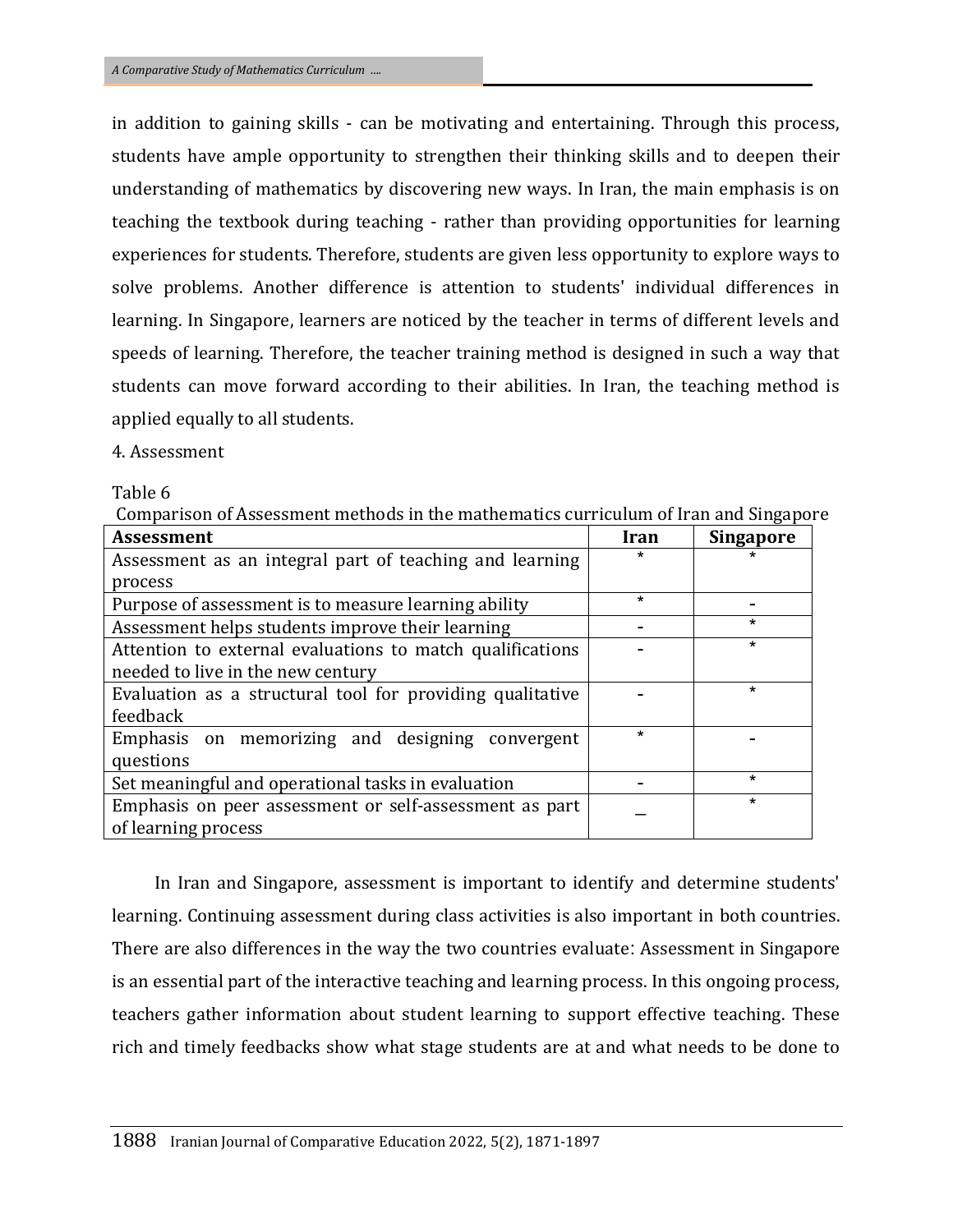in addition to gaining skills - can be motivating and entertaining. Through this process, students have ample opportunity to strengthen their thinking skills and to deepen their understanding of mathematics by discovering new ways. In Iran, the main emphasis is on teaching the textbook during teaching - rather than providing opportunities for learning experiences for students. Therefore, students are given less opportunity to explore ways to solve problems. Another difference is attention to students' individual differences in learning. In Singapore, learners are noticed by the teacher in terms of different levels and speeds of learning. Therefore, the teacher training method is designed in such a way that students can move forward according to their abilities. In Iran, the teaching method is applied equally to all students.

4. Assessment

Table 6

Comparison of Assessment methods in the mathematics curriculum of Iran and Singapore

| Assessment | Iran | Singapore |
|---|---|---|
| Assessment as an integral part of teaching and learning process | * | * |
| Purpose of assessment is to measure learning ability | * | - |
| Assessment helps students improve their learning | - | * |
| Attention to external evaluations to match qualifications needed to live in the new century | - | * |
| Evaluation as a structural tool for providing qualitative feedback | - | * |
| Emphasis on memorizing and designing convergent questions | * | - |
| Set meaningful and operational tasks in evaluation | - | * |
| Emphasis on peer assessment or self-assessment as part of learning process | _ | * |

In Iran and Singapore, assessment is important to identify and determine students' learning. Continuing assessment during class activities is also important in both countries. There are also differences in the way the two countries evaluate: Assessment in Singapore is an essential part of the interactive teaching and learning process. In this ongoing process, teachers gather information about student learning to support effective teaching. These rich and timely feedbacks show what stage students are at and what needs to be done to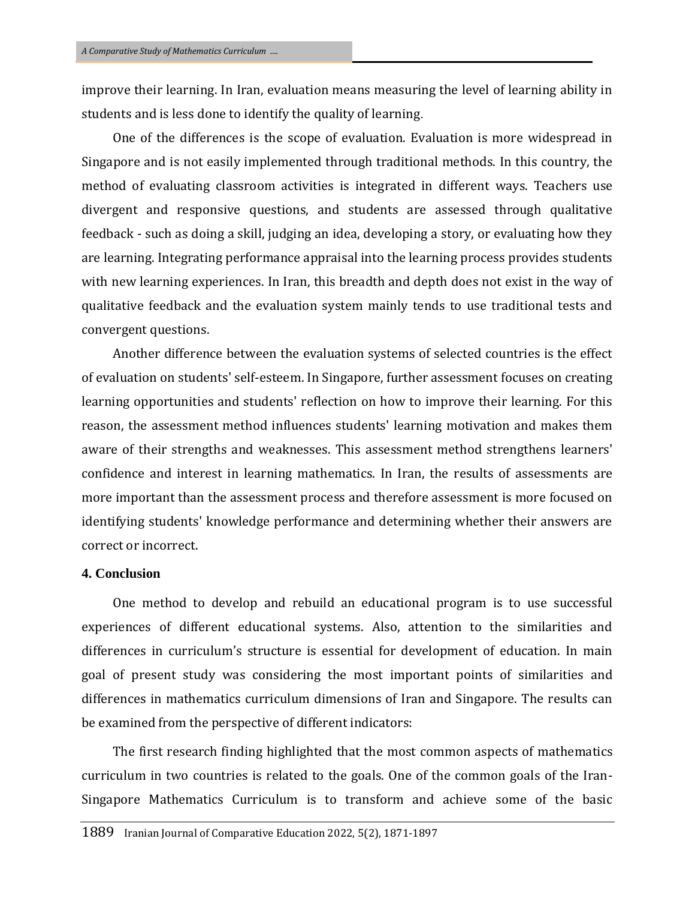improve their learning. In Iran, evaluation means measuring the level of learning ability in students and is less done to identify the quality of learning.

One of the differences is the scope of evaluation. Evaluation is more widespread in Singapore and is not easily implemented through traditional methods. In this country, the method of evaluating classroom activities is integrated in different ways. Teachers use divergent and responsive questions, and students are assessed through qualitative feedback - such as doing a skill, judging an idea, developing a story, or evaluating how they are learning. Integrating performance appraisal into the learning process provides students with new learning experiences. In Iran, this breadth and depth does not exist in the way of qualitative feedback and the evaluation system mainly tends to use traditional tests and convergent questions.

Another difference between the evaluation systems of selected countries is the effect of evaluation on students' self-esteem. In Singapore, further assessment focuses on creating learning opportunities and students' reflection on how to improve their learning. For this reason, the assessment method influences students' learning motivation and makes them aware of their strengths and weaknesses. This assessment method strengthens learners' confidence and interest in learning mathematics. In Iran, the results of assessments are more important than the assessment process and therefore assessment is more focused on identifying students' knowledge performance and determining whether their answers are correct or incorrect.

## 4. Conclusion

One method to develop and rebuild an educational program is to use successful experiences of different educational systems. Also, attention to the similarities and differences in curriculum's structure is essential for development of education. In main goal of present study was considering the most important points of similarities and differences in mathematics curriculum dimensions of Iran and Singapore. The results can be examined from the perspective of different indicators:

The first research finding highlighted that the most common aspects of mathematics curriculum in two countries is related to the goals. One of the common goals of the Iran-Singapore Mathematics Curriculum is to transform and achieve some of the basic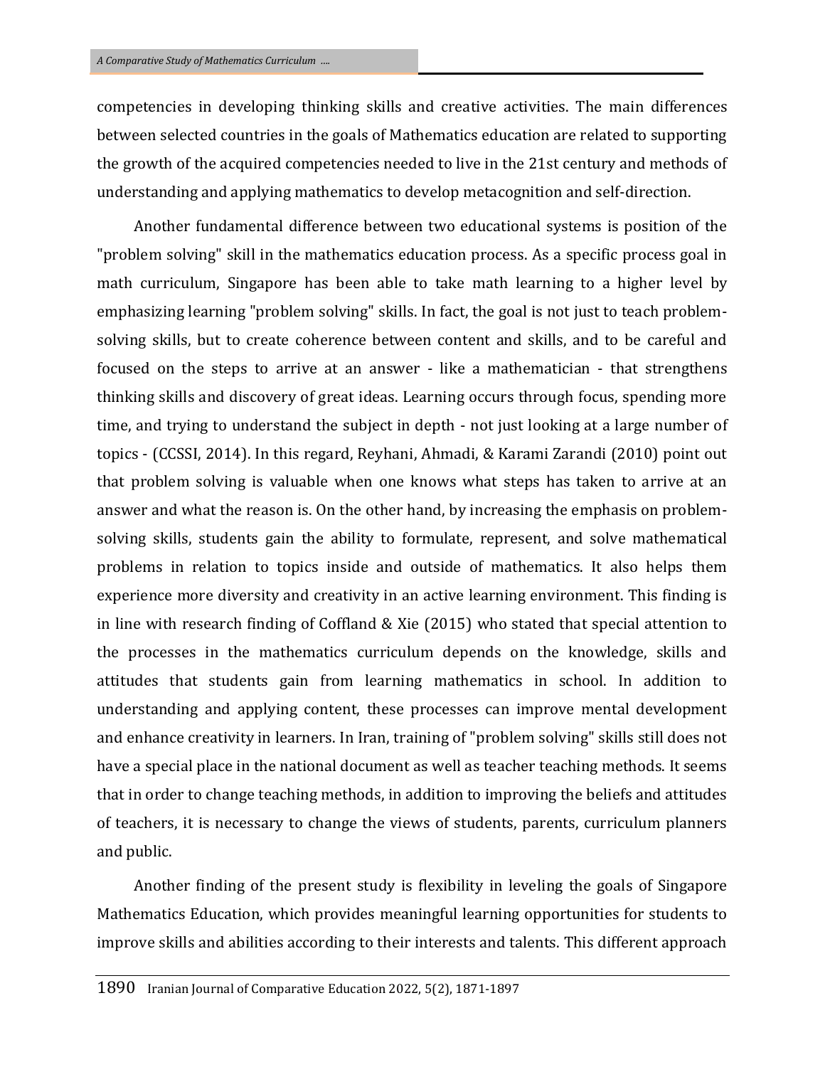competencies in developing thinking skills and creative activities. The main differences between selected countries in the goals of Mathematics education are related to supporting the growth of the acquired competencies needed to live in the 21st century and methods of understanding and applying mathematics to develop metacognition and self-direction.

Another fundamental difference between two educational systems is position of the "problem solving" skill in the mathematics education process. As a specific process goal in math curriculum, Singapore has been able to take math learning to a higher level by emphasizing learning "problem solving" skills. In fact, the goal is not just to teach problem-solving skills, but to create coherence between content and skills, and to be careful and focused on the steps to arrive at an answer - like a mathematician - that strengthens thinking skills and discovery of great ideas. Learning occurs through focus, spending more time, and trying to understand the subject in depth - not just looking at a large number of topics - (CCSSI, 2014). In this regard, Reyhani, Ahmadi, & Karami Zarandi (2010) point out that problem solving is valuable when one knows what steps has taken to arrive at an answer and what the reason is. On the other hand, by increasing the emphasis on problem-solving skills, students gain the ability to formulate, represent, and solve mathematical problems in relation to topics inside and outside of mathematics. It also helps them experience more diversity and creativity in an active learning environment. This finding is in line with research finding of Coffland & Xie (2015) who stated that special attention to the processes in the mathematics curriculum depends on the knowledge, skills and attitudes that students gain from learning mathematics in school. In addition to understanding and applying content, these processes can improve mental development and enhance creativity in learners. In Iran, training of "problem solving" skills still does not have a special place in the national document as well as teacher teaching methods. It seems that in order to change teaching methods, in addition to improving the beliefs and attitudes of teachers, it is necessary to change the views of students, parents, curriculum planners and public.

Another finding of the present study is flexibility in leveling the goals of Singapore Mathematics Education, which provides meaningful learning opportunities for students to improve skills and abilities according to their interests and talents. This different approach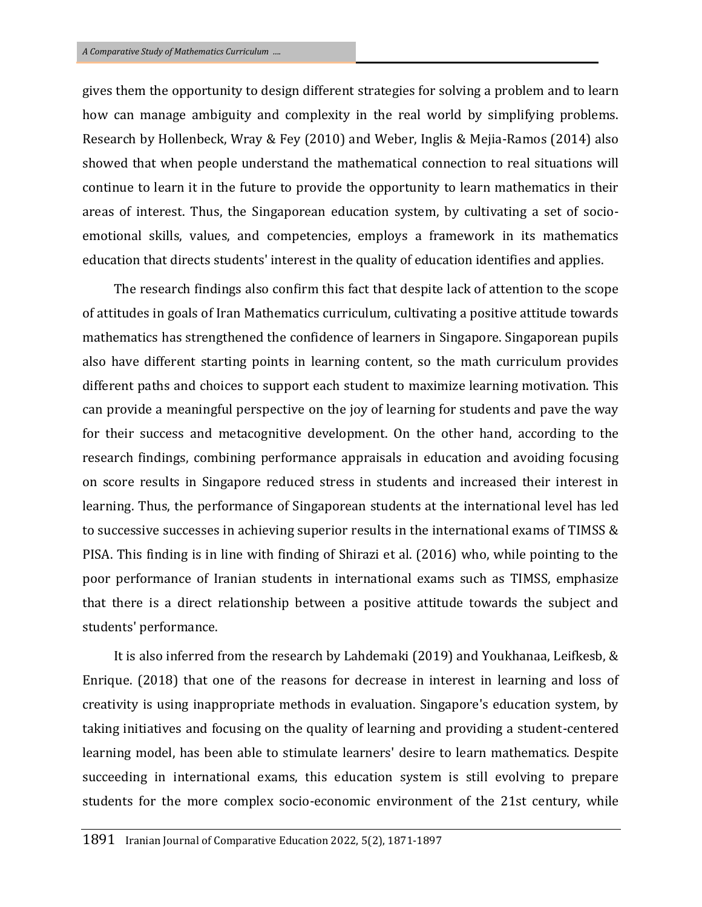gives them the opportunity to design different strategies for solving a problem and to learn how can manage ambiguity and complexity in the real world by simplifying problems. Research by Hollenbeck, Wray & Fey (2010) and Weber, Inglis & Mejia-Ramos (2014) also showed that when people understand the mathematical connection to real situations will continue to learn it in the future to provide the opportunity to learn mathematics in their areas of interest. Thus, the Singaporean education system, by cultivating a set of socio-emotional skills, values, and competencies, employs a framework in its mathematics education that directs students' interest in the quality of education identifies and applies.

The research findings also confirm this fact that despite lack of attention to the scope of attitudes in goals of Iran Mathematics curriculum, cultivating a positive attitude towards mathematics has strengthened the confidence of learners in Singapore. Singaporean pupils also have different starting points in learning content, so the math curriculum provides different paths and choices to support each student to maximize learning motivation. This can provide a meaningful perspective on the joy of learning for students and pave the way for their success and metacognitive development. On the other hand, according to the research findings, combining performance appraisals in education and avoiding focusing on score results in Singapore reduced stress in students and increased their interest in learning. Thus, the performance of Singaporean students at the international level has led to successive successes in achieving superior results in the international exams of TIMSS & PISA. This finding is in line with finding of Shirazi et al. (2016) who, while pointing to the poor performance of Iranian students in international exams such as TIMSS, emphasize that there is a direct relationship between a positive attitude towards the subject and students' performance.

It is also inferred from the research by Lahdemaki (2019) and Youkhanaa, Leifkesb, & Enrique. (2018) that one of the reasons for decrease in interest in learning and loss of creativity is using inappropriate methods in evaluation. Singapore's education system, by taking initiatives and focusing on the quality of learning and providing a student-centered learning model, has been able to stimulate learners' desire to learn mathematics. Despite succeeding in international exams, this education system is still evolving to prepare students for the more complex socio-economic environment of the 21st century, while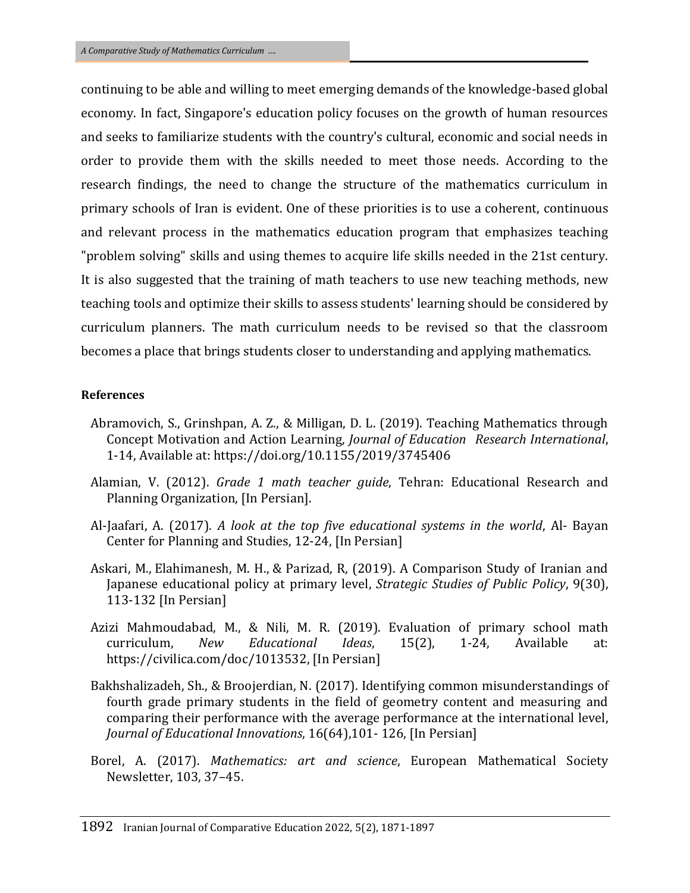continuing to be able and willing to meet emerging demands of the knowledge-based global economy. In fact, Singapore's education policy focuses on the growth of human resources and seeks to familiarize students with the country's cultural, economic and social needs in order to provide them with the skills needed to meet those needs. According to the research findings, the need to change the structure of the mathematics curriculum in primary schools of Iran is evident. One of these priorities is to use a coherent, continuous and relevant process in the mathematics education program that emphasizes teaching "problem solving" skills and using themes to acquire life skills needed in the 21st century. It is also suggested that the training of math teachers to use new teaching methods, new teaching tools and optimize their skills to assess students' learning should be considered by curriculum planners. The math curriculum needs to be revised so that the classroom becomes a place that brings students closer to understanding and applying mathematics.

**References**

Abramovich, S., Grinshpan, A. Z., & Milligan, D. L. (2019). Teaching Mathematics through Concept Motivation and Action Learning, *Journal of Education Research International*, 1-14, Available at: https://doi.org/10.1155/2019/3745406

Alamian, V. (2012). *Grade 1 math teacher guide*, Tehran: Educational Research and Planning Organization, [In Persian].

Al-Jaafari, A. (2017). *A look at the top five educational systems in the world*, Al- Bayan Center for Planning and Studies, 12-24, [In Persian]

Askari, M., Elahimanesh, M. H., & Parizad, R, (2019). A Comparison Study of Iranian and Japanese educational policy at primary level, *Strategic Studies of Public Policy*, 9(30), 113-132 [In Persian]

Azizi Mahmoudabad, M., & Nili, M. R. (2019). Evaluation of primary school math curriculum, *New Educational Ideas*, 15(2), 1-24, Available at: https://civilica.com/doc/1013532, [In Persian]

Bakhshalizadeh, Sh., & Broojerdian, N. (2017). Identifying common misunderstandings of fourth grade primary students in the field of geometry content and measuring and comparing their performance with the average performance at the international level, *Journal of Educational Innovations*, 16(64),101- 126, [In Persian]

Borel, A. (2017). *Mathematics: art and science*, European Mathematical Society Newsletter, 103, 37–45.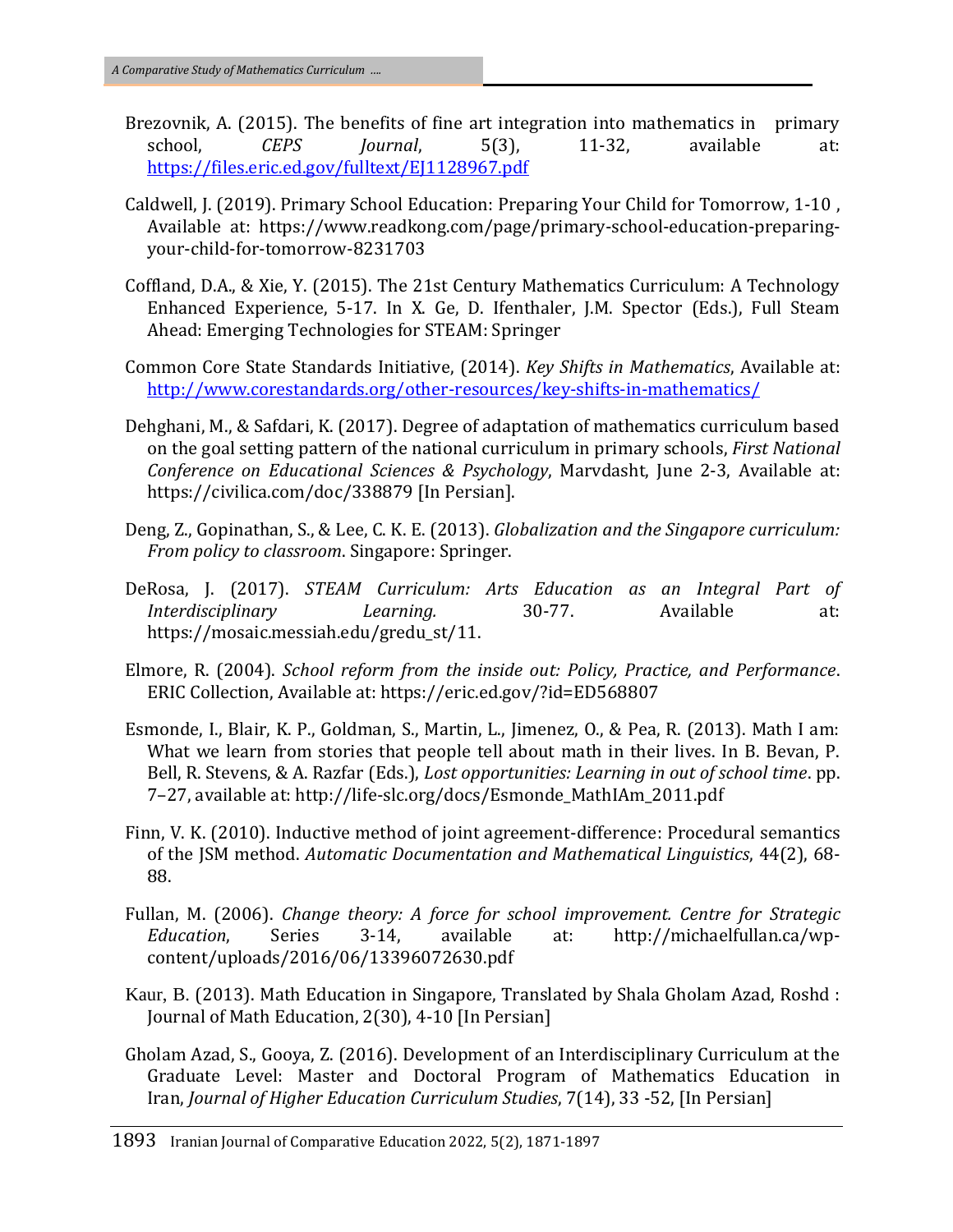Brezovnik, A. (2015). The benefits of fine art integration into mathematics in primary school, *CEPS Journal*, 5(3), 11-32, available at: https://files.eric.ed.gov/fulltext/EJ1128967.pdf

Caldwell, J. (2019). Primary School Education: Preparing Your Child for Tomorrow, 1-10 , Available at: https://www.readkong.com/page/primary-school-education-preparing-your-child-for-tomorrow-8231703

Coffland, D.A., & Xie, Y. (2015). The 21st Century Mathematics Curriculum: A Technology Enhanced Experience, 5-17. In X. Ge, D. Ifenthaler, J.M. Spector (Eds.), Full Steam Ahead: Emerging Technologies for STEAM: Springer

Common Core State Standards Initiative, (2014). *Key Shifts in Mathematics*, Available at: http://www.corestandards.org/other-resources/key-shifts-in-mathematics/

Dehghani, M., & Safdari, K. (2017). Degree of adaptation of mathematics curriculum based on the goal setting pattern of the national curriculum in primary schools, *First National Conference on Educational Sciences & Psychology*, Marvdasht, June 2-3, Available at: https://civilica.com/doc/338879 [In Persian].

Deng, Z., Gopinathan, S., & Lee, C. K. E. (2013). *Globalization and the Singapore curriculum: From policy to classroom*. Singapore: Springer.

DeRosa, J. (2017). *STEAM Curriculum: Arts Education as an Integral Part of Interdisciplinary Learning.* 30-77. Available at: https://mosaic.messiah.edu/gredu_st/11.

Elmore, R. (2004). *School reform from the inside out: Policy, Practice, and Performance*. ERIC Collection, Available at: https://eric.ed.gov/?id=ED568807

Esmonde, I., Blair, K. P., Goldman, S., Martin, L., Jimenez, O., & Pea, R. (2013). Math I am: What we learn from stories that people tell about math in their lives. In B. Bevan, P. Bell, R. Stevens, & A. Razfar (Eds.), *Lost opportunities: Learning in out of school time*. pp. 7–27, available at: http://life-slc.org/docs/Esmonde_MathIAm_2011.pdf

Finn, V. K. (2010). Inductive method of joint agreement-difference: Procedural semantics of the JSM method. *Automatic Documentation and Mathematical Linguistics*, 44(2), 68-88.

Fullan, M. (2006). *Change theory: A force for school improvement. Centre for Strategic Education*, Series 3-14, available at: http://michaelfullan.ca/wp-content/uploads/2016/06/13396072630.pdf

Kaur, B. (2013). Math Education in Singapore, Translated by Shala Gholam Azad, Roshd : Journal of Math Education, 2(30), 4-10 [In Persian]

Gholam Azad, S., Gooya, Z. (2016). Development of an Interdisciplinary Curriculum at the Graduate Level: Master and Doctoral Program of Mathematics Education in Iran, *Journal of Higher Education Curriculum Studies*, 7(14), 33 -52, [In Persian]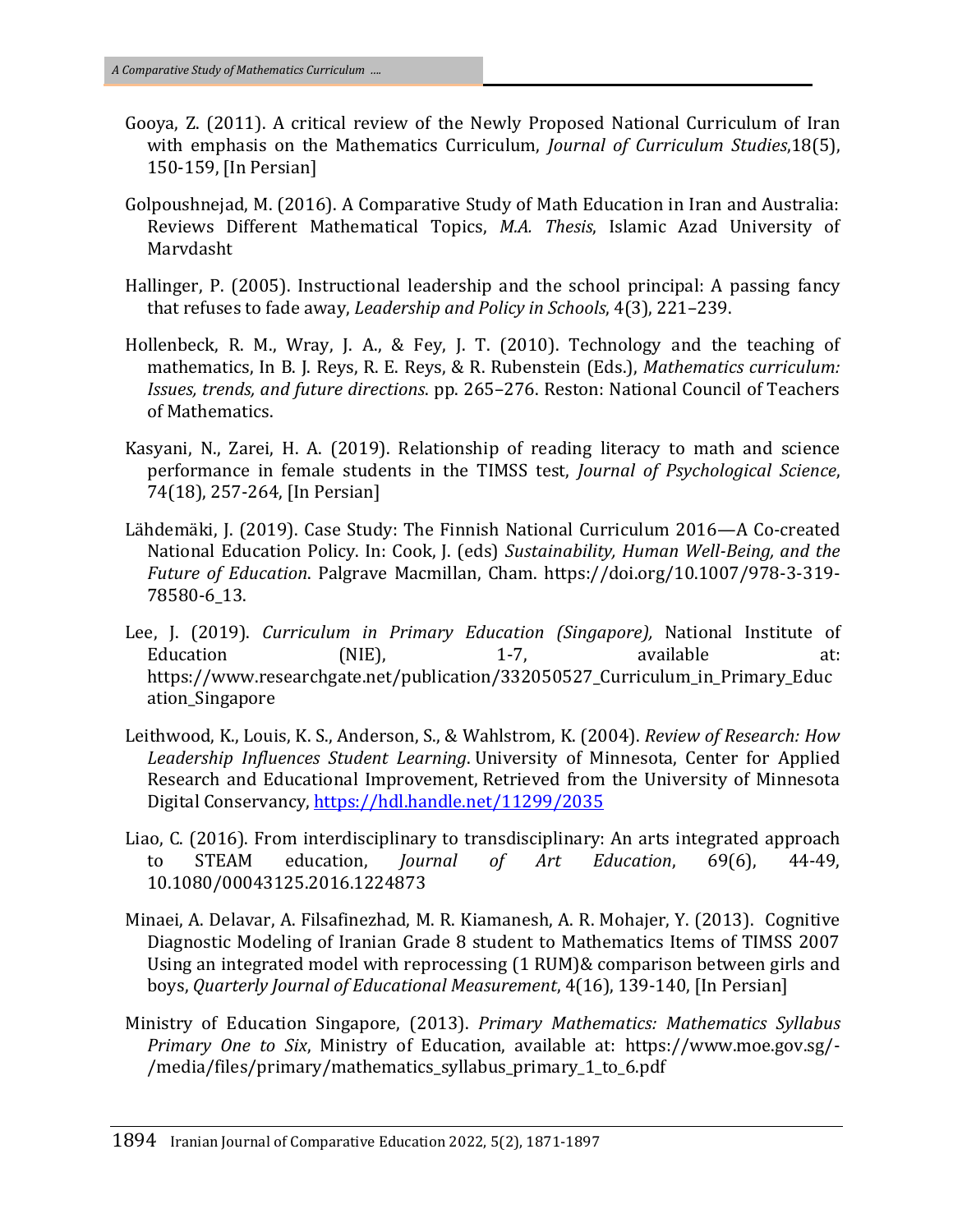Gooya, Z. (2011). A critical review of the Newly Proposed National Curriculum of Iran with emphasis on the Mathematics Curriculum, *Journal of Curriculum Studies*,18(5), 150-159, [In Persian]

Golpoushnejad, M. (2016). A Comparative Study of Math Education in Iran and Australia: Reviews Different Mathematical Topics, *M.A. Thesis*, Islamic Azad University of Marvdasht

Hallinger, P. (2005). Instructional leadership and the school principal: A passing fancy that refuses to fade away, *Leadership and Policy in Schools*, 4(3), 221–239.

Hollenbeck, R. M., Wray, J. A., & Fey, J. T. (2010). Technology and the teaching of mathematics, In B. J. Reys, R. E. Reys, & R. Rubenstein (Eds.), *Mathematics curriculum: Issues, trends, and future directions*. pp. 265–276. Reston: National Council of Teachers of Mathematics.

Kasyani, N., Zarei, H. A. (2019). Relationship of reading literacy to math and science performance in female students in the TIMSS test, *Journal of Psychological Science*, 74(18), 257-264, [In Persian]

Lähdemäki, J. (2019). Case Study: The Finnish National Curriculum 2016—A Co-created National Education Policy. In: Cook, J. (eds) *Sustainability, Human Well-Being, and the Future of Education*. Palgrave Macmillan, Cham. https://doi.org/10.1007/978-3-319-78580-6_13.

Lee, J. (2019). *Curriculum in Primary Education (Singapore),* National Institute of Education (NIE), 1-7, available at: https://www.researchgate.net/publication/332050527_Curriculum_in_Primary_Education_Singapore

Leithwood, K., Louis, K. S., Anderson, S., & Wahlstrom, K. (2004). *Review of Research: How Leadership Influences Student Learning*. University of Minnesota, Center for Applied Research and Educational Improvement, Retrieved from the University of Minnesota Digital Conservancy, https://hdl.handle.net/11299/2035

Liao, C. (2016). From interdisciplinary to transdisciplinary: An arts integrated approach to STEAM education, *Journal of Art Education*, 69(6), 44-49, 10.1080/00043125.2016.1224873

Minaei, A. Delavar, A. Filsafinezhad, M. R. Kiamanesh, A. R. Mohajer, Y. (2013). Cognitive Diagnostic Modeling of Iranian Grade 8 student to Mathematics Items of TIMSS 2007 Using an integrated model with reprocessing (1 RUM)& comparison between girls and boys, *Quarterly Journal of Educational Measurement*, 4(16), 139-140, [In Persian]

Ministry of Education Singapore, (2013). *Primary Mathematics: Mathematics Syllabus Primary One to Six*, Ministry of Education, available at: https://www.moe.gov.sg/-/media/files/primary/mathematics_syllabus_primary_1_to_6.pdf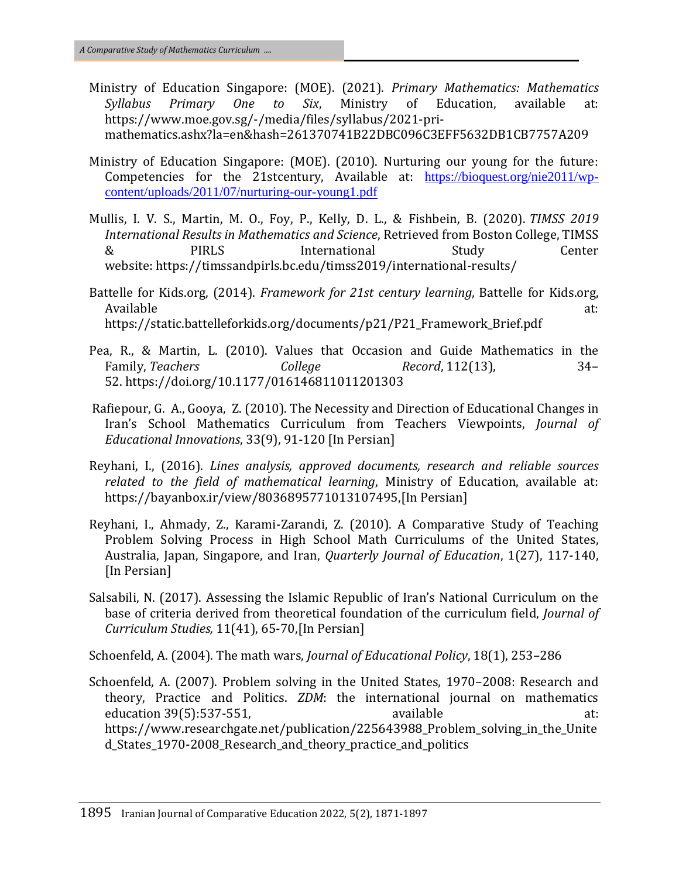Ministry of Education Singapore: (MOE). (2021). *Primary Mathematics: Mathematics Syllabus Primary One to Six*, Ministry of Education, available at: https://www.moe.gov.sg/-/media/files/syllabus/2021-pri-mathematics.ashx?la=en&hash=261370741B22DBC096C3EFF5632DB1CB7757A209

Ministry of Education Singapore: (MOE). (2010). Nurturing our young for the future: Competencies for the 21stcentury, Available at: https://bioquest.org/nie2011/wp-content/uploads/2011/07/nurturing-our-young1.pdf

Mullis, I. V. S., Martin, M. O., Foy, P., Kelly, D. L., & Fishbein, B. (2020). *TIMSS 2019 International Results in Mathematics and Science*, Retrieved from Boston College, TIMSS & PIRLS International Study Center website: https://timssandpirls.bc.edu/timss2019/international-results/

Battelle for Kids.org, (2014). *Framework for 21st century learning*, Battelle for Kids.org, Available at: https://static.battelleforkids.org/documents/p21/P21_Framework_Brief.pdf

Pea, R., & Martin, L. (2010). Values that Occasion and Guide Mathematics in the Family, *Teachers College Record*, 112(13), 34–52. https://doi.org/10.1177/016146811011201303

Rafiepour, G. A., Gooya, Z. (2010). The Necessity and Direction of Educational Changes in Iran's School Mathematics Curriculum from Teachers Viewpoints, *Journal of Educational Innovations*, 33(9), 91-120 [In Persian]

Reyhani, I., (2016). *Lines analysis, approved documents, research and reliable sources related to the field of mathematical learning*, Ministry of Education, available at: https://bayanbox.ir/view/8036895771013107495,[In Persian]

Reyhani, I., Ahmady, Z., Karami-Zarandi, Z. (2010). A Comparative Study of Teaching Problem Solving Process in High School Math Curriculums of the United States, Australia, Japan, Singapore, and Iran, *Quarterly Journal of Education*, 1(27), 117-140, [In Persian]

Salsabili, N. (2017). Assessing the Islamic Republic of Iran's National Curriculum on the base of criteria derived from theoretical foundation of the curriculum field, *Journal of Curriculum Studies,* 11(41), 65-70,[In Persian]

Schoenfeld, A. (2004). The math wars, *Journal of Educational Policy*, 18(1), 253–286

Schoenfeld, A. (2007). Problem solving in the United States, 1970–2008: Research and theory, Practice and Politics. *ZDM*: the international journal on mathematics education 39(5):537-551, available at: https://www.researchgate.net/publication/225643988_Problem_solving_in_the_United_States_1970-2008_Research_and_theory_practice_and_politics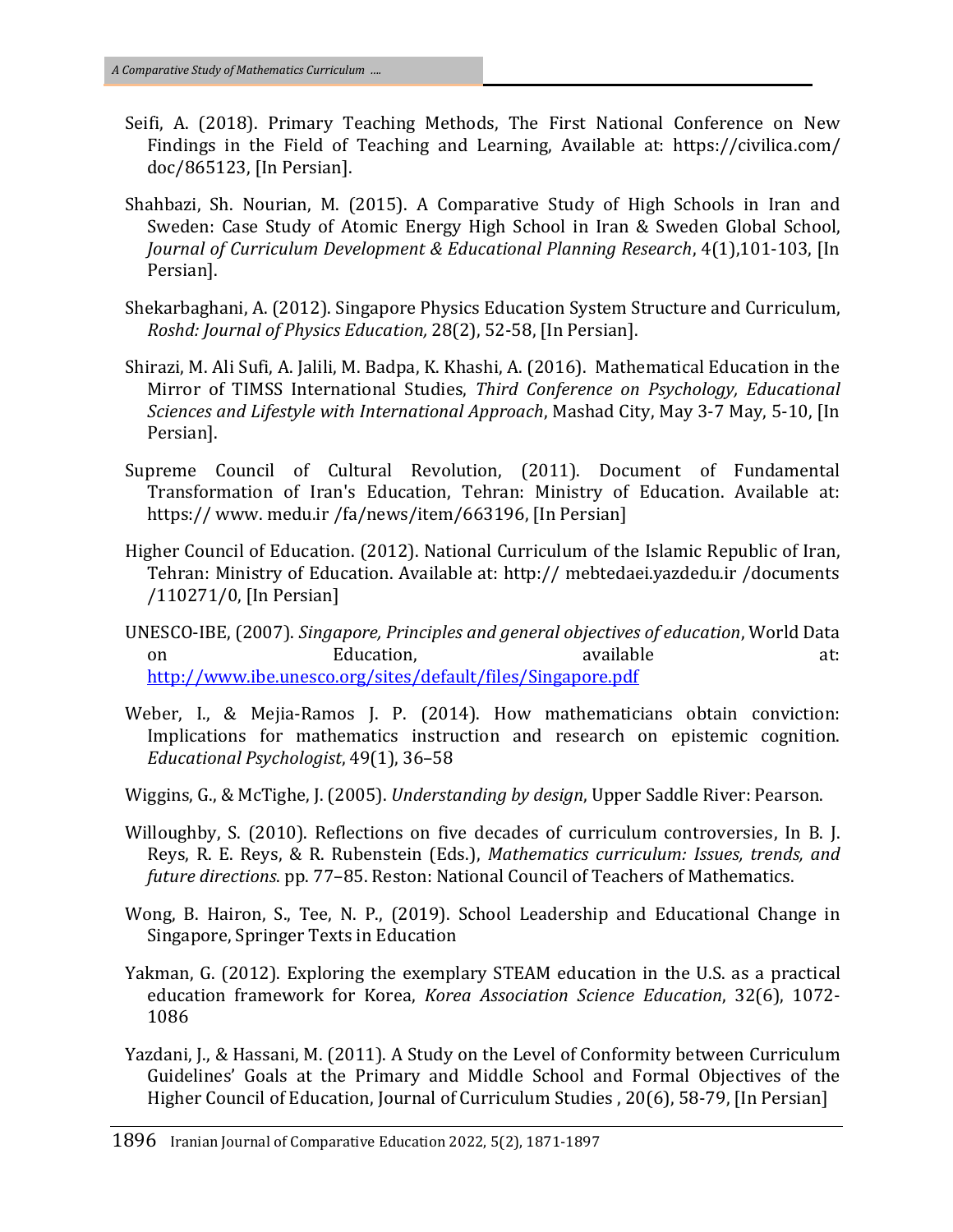Seifi, A. (2018). Primary Teaching Methods, The First National Conference on New Findings in the Field of Teaching and Learning, Available at: https://civilica.com/doc/865123, [In Persian].

Shahbazi, Sh. Nourian, M. (2015). A Comparative Study of High Schools in Iran and Sweden: Case Study of Atomic Energy High School in Iran & Sweden Global School, *Journal of Curriculum Development & Educational Planning Research*, 4(1),101-103, [In Persian].

Shekarbaghani, A. (2012). Singapore Physics Education System Structure and Curriculum, *Roshd: Journal of Physics Education,* 28(2), 52-58, [In Persian].

Shirazi, M. Ali Sufi, A. Jalili, M. Badpa, K. Khashi, A. (2016). Mathematical Education in the Mirror of TIMSS International Studies, *Third Conference on Psychology, Educational Sciences and Lifestyle with International Approach*, Mashad City, May 3-7 May, 5-10, [In Persian].

Supreme Council of Cultural Revolution, (2011). Document of Fundamental Transformation of Iran's Education, Tehran: Ministry of Education. Available at: https:// www. medu.ir /fa/news/item/663196, [In Persian]

Higher Council of Education. (2012). National Curriculum of the Islamic Republic of Iran, Tehran: Ministry of Education. Available at: http:// mebtedaei.yazdedu.ir /documents /110271/0, [In Persian]

UNESCO-IBE, (2007). *Singapore, Principles and general objectives of education*, World Data on Education, available at: http://www.ibe.unesco.org/sites/default/files/Singapore.pdf

Weber, I., & Mejia-Ramos J. P. (2014). How mathematicians obtain conviction: Implications for mathematics instruction and research on epistemic cognition. *Educational Psychologist*, 49(1), 36–58

Wiggins, G., & McTighe, J. (2005). *Understanding by design*, Upper Saddle River: Pearson.

Willoughby, S. (2010). Reflections on five decades of curriculum controversies, In B. J. Reys, R. E. Reys, & R. Rubenstein (Eds.), *Mathematics curriculum: Issues, trends, and future directions.* pp. 77–85. Reston: National Council of Teachers of Mathematics.

Wong, B. Hairon, S., Tee, N. P., (2019). School Leadership and Educational Change in Singapore, Springer Texts in Education

Yakman, G. (2012). Exploring the exemplary STEAM education in the U.S. as a practical education framework for Korea, *Korea Association Science Education*, 32(6), 1072-1086

Yazdani, J., & Hassani, M. (2011). A Study on the Level of Conformity between Curriculum Guidelines' Goals at the Primary and Middle School and Formal Objectives of the Higher Council of Education, Journal of Curriculum Studies , 20(6), 58-79, [In Persian]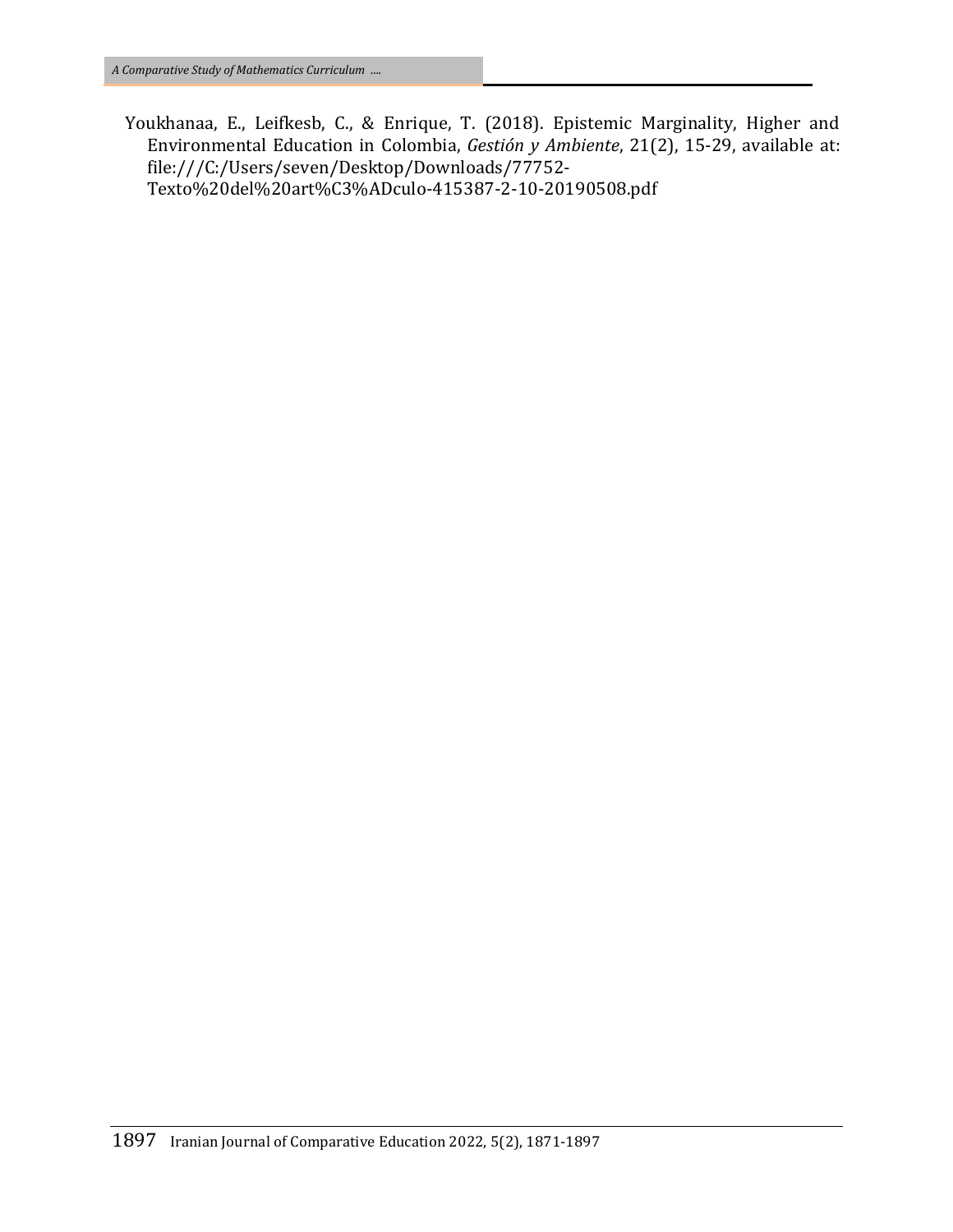Youkhanaa, E., Leifkesb, C., & Enrique, T. (2018). Epistemic Marginality, Higher and Environmental Education in Colombia, *Gestión y Ambiente*, 21(2), 15-29, available at: file:///C:/Users/seven/Desktop/Downloads/77752-Texto%20del%20art%C3%ADculo-415387-2-10-20190508.pdf